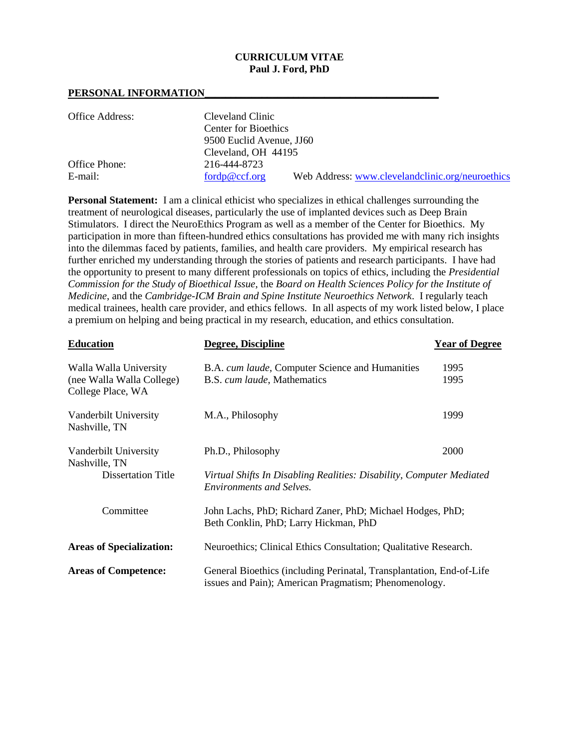# CURRICULUM VITAE
## Paul J. Ford, PhD

## PERSONAL INFORMATION

| | |
|---|---|
| Office Address: | Cleveland Clinic<br>Center for Bioethics<br>9500 Euclid Avenue, JJ60<br>Cleveland, OH 44195 |
| Office Phone: | 216-444-8723 |
| E-mail: | fordp@ccf.org      Web Address: www.clevelandclinic.org/neuroethics |

**Personal Statement:** I am a clinical ethicist who specializes in ethical challenges surrounding the treatment of neurological diseases, particularly the use of implanted devices such as Deep Brain Stimulators. I direct the NeuroEthics Program as well as a member of the Center for Bioethics. My participation in more than fifteen-hundred ethics consultations has provided me with many rich insights into the dilemmas faced by patients, families, and health care providers. My empirical research has further enriched my understanding through the stories of patients and research participants. I have had the opportunity to present to many different professionals on topics of ethics, including the *Presidential Commission for the Study of Bioethical Issue*, the *Board on Health Sciences Policy for the Institute of Medicine*, and the *Cambridge-ICM Brain and Spine Institute Neuroethics Network*. I regularly teach medical trainees, health care provider, and ethics fellows. In all aspects of my work listed below, I place a premium on helping and being practical in my research, education, and ethics consultation.

| **Education** | **Degree, Discipline** | **Year of Degree** |
|---|---|---|
| Walla Walla University<br>(nee Walla Walla College)<br>College Place, WA | B.A. *cum laude*, Computer Science and Humanities<br>B.S. *cum laude*, Mathematics | 1995<br>1995 |
| Vanderbilt University<br>Nashville, TN | M.A., Philosophy | 1999 |
| Vanderbilt University<br>Nashville, TN | Ph.D., Philosophy | 2000 |
| Dissertation Title | *Virtual Shifts In Disabling Realities: Disability, Computer Mediated Environments and Selves.* | |
| Committee | John Lachs, PhD; Richard Zaner, PhD; Michael Hodges, PhD; Beth Conklin, PhD; Larry Hickman, PhD | |

**Areas of Specialization:** Neuroethics; Clinical Ethics Consultation; Qualitative Research.

**Areas of Competence:** General Bioethics (including Perinatal, Transplantation, End-of-Life issues and Pain); American Pragmatism; Phenomenology.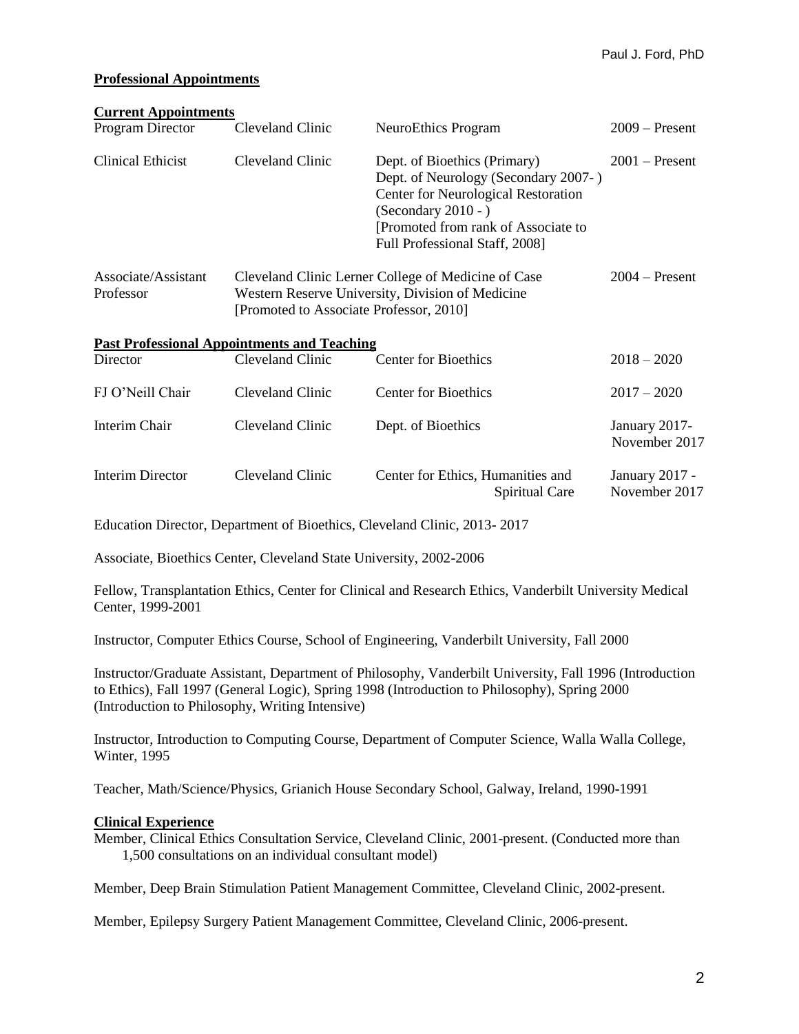## **Professional Appointments**

### **Current Appointments**

| | | | |
|---|---|---|---|
| Program Director | Cleveland Clinic | NeuroEthics Program | 2009 – Present |
| Clinical Ethicist | Cleveland Clinic | Dept. of Bioethics (Primary) Dept. of Neurology (Secondary 2007- ) Center for Neurological Restoration (Secondary 2010 - ) [Promoted from rank of Associate to Full Professional Staff, 2008] | 2001 – Present |
| Associate/Assistant Professor | Cleveland Clinic Lerner College of Medicine of Case Western Reserve University, Division of Medicine [Promoted to Associate Professor, 2010] | | 2004 – Present |

### **Past Professional Appointments and Teaching**

| | | | |
|---|---|---|---|
| Director | Cleveland Clinic | Center for Bioethics | 2018 – 2020 |
| FJ O'Neill Chair | Cleveland Clinic | Center for Bioethics | 2017 – 2020 |
| Interim Chair | Cleveland Clinic | Dept. of Bioethics | January 2017- November 2017 |
| Interim Director | Cleveland Clinic | Center for Ethics, Humanities and Spiritual Care | January 2017 - November 2017 |

Education Director, Department of Bioethics, Cleveland Clinic, 2013- 2017

Associate, Bioethics Center, Cleveland State University, 2002-2006

Fellow, Transplantation Ethics, Center for Clinical and Research Ethics, Vanderbilt University Medical Center, 1999-2001

Instructor, Computer Ethics Course, School of Engineering, Vanderbilt University, Fall 2000

Instructor/Graduate Assistant, Department of Philosophy, Vanderbilt University, Fall 1996 (Introduction to Ethics), Fall 1997 (General Logic), Spring 1998 (Introduction to Philosophy), Spring 2000 (Introduction to Philosophy, Writing Intensive)

Instructor, Introduction to Computing Course, Department of Computer Science, Walla Walla College, Winter, 1995

Teacher, Math/Science/Physics, Grianich House Secondary School, Galway, Ireland, 1990-1991

## **Clinical Experience**

Member, Clinical Ethics Consultation Service, Cleveland Clinic, 2001-present. (Conducted more than 1,500 consultations on an individual consultant model)

Member, Deep Brain Stimulation Patient Management Committee, Cleveland Clinic, 2002-present.

Member, Epilepsy Surgery Patient Management Committee, Cleveland Clinic, 2006-present.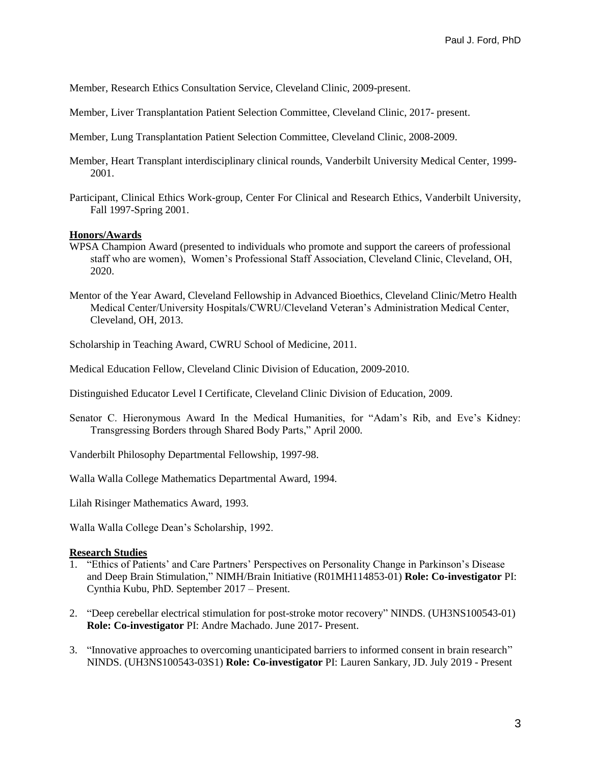Member, Research Ethics Consultation Service, Cleveland Clinic, 2009-present.

Member, Liver Transplantation Patient Selection Committee, Cleveland Clinic, 2017- present.

Member, Lung Transplantation Patient Selection Committee, Cleveland Clinic, 2008-2009.

Member, Heart Transplant interdisciplinary clinical rounds, Vanderbilt University Medical Center, 1999-2001.

Participant, Clinical Ethics Work-group, Center For Clinical and Research Ethics, Vanderbilt University, Fall 1997-Spring 2001.

**Honors/Awards**

WPSA Champion Award (presented to individuals who promote and support the careers of professional staff who are women), Women's Professional Staff Association, Cleveland Clinic, Cleveland, OH, 2020.

Mentor of the Year Award, Cleveland Fellowship in Advanced Bioethics, Cleveland Clinic/Metro Health Medical Center/University Hospitals/CWRU/Cleveland Veteran's Administration Medical Center, Cleveland, OH, 2013.

Scholarship in Teaching Award, CWRU School of Medicine, 2011.

Medical Education Fellow, Cleveland Clinic Division of Education, 2009-2010.

Distinguished Educator Level I Certificate, Cleveland Clinic Division of Education, 2009.

Senator C. Hieronymous Award In the Medical Humanities, for "Adam's Rib, and Eve's Kidney: Transgressing Borders through Shared Body Parts," April 2000.

Vanderbilt Philosophy Departmental Fellowship, 1997-98.

Walla Walla College Mathematics Departmental Award, 1994.

Lilah Risinger Mathematics Award, 1993.

Walla Walla College Dean's Scholarship, 1992.

**Research Studies**

1. "Ethics of Patients' and Care Partners' Perspectives on Personality Change in Parkinson's Disease and Deep Brain Stimulation," NIMH/Brain Initiative (R01MH114853-01) **Role: Co-investigator** PI: Cynthia Kubu, PhD. September 2017 – Present.
2. "Deep cerebellar electrical stimulation for post-stroke motor recovery" NINDS. (UH3NS100543-01) **Role: Co-investigator** PI: Andre Machado. June 2017- Present.
3. "Innovative approaches to overcoming unanticipated barriers to informed consent in brain research" NINDS. (UH3NS100543-03S1) **Role: Co-investigator** PI: Lauren Sankary, JD. July 2019 - Present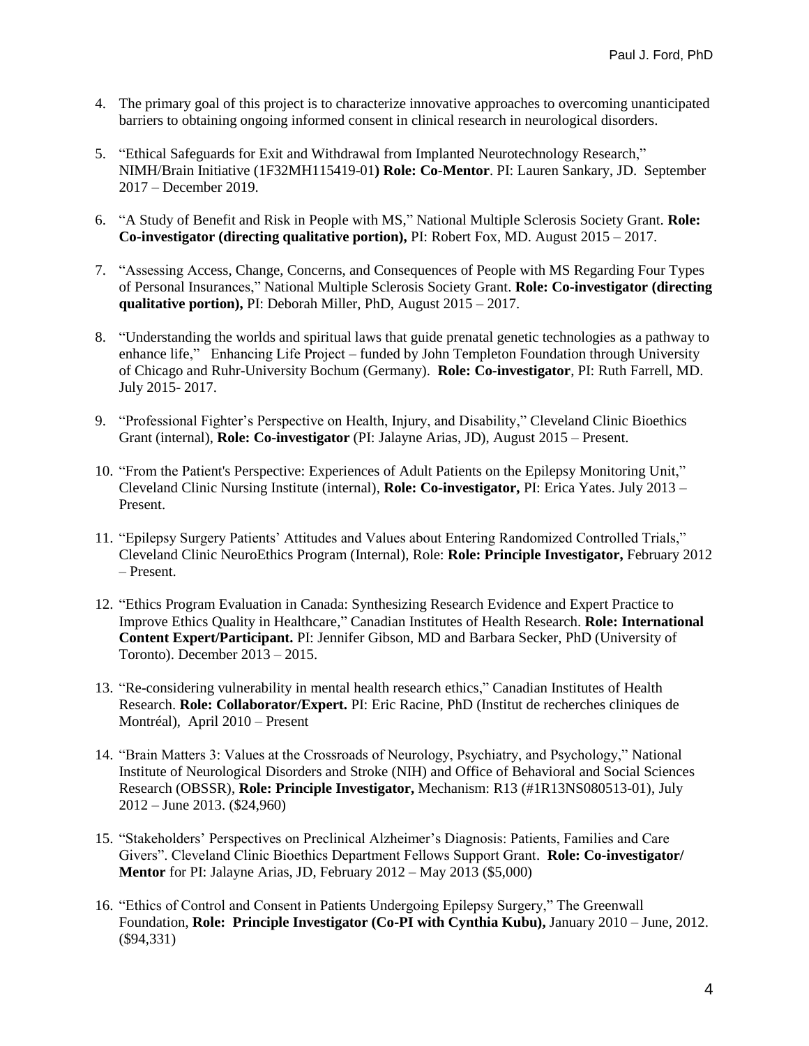4. The primary goal of this project is to characterize innovative approaches to overcoming unanticipated barriers to obtaining ongoing informed consent in clinical research in neurological disorders.

5. "Ethical Safeguards for Exit and Withdrawal from Implanted Neurotechnology Research," NIMH/Brain Initiative (1F32MH115419-01**) Role: Co-Mentor**. PI: Lauren Sankary, JD. September 2017 – December 2019.

6. "A Study of Benefit and Risk in People with MS," National Multiple Sclerosis Society Grant. **Role: Co-investigator (directing qualitative portion),** PI: Robert Fox, MD. August 2015 – 2017.

7. "Assessing Access, Change, Concerns, and Consequences of People with MS Regarding Four Types of Personal Insurances," National Multiple Sclerosis Society Grant. **Role: Co-investigator (directing qualitative portion),** PI: Deborah Miller, PhD, August 2015 – 2017.

8. "Understanding the worlds and spiritual laws that guide prenatal genetic technologies as a pathway to enhance life," Enhancing Life Project – funded by John Templeton Foundation through University of Chicago and Ruhr-University Bochum (Germany). **Role: Co-investigator**, PI: Ruth Farrell, MD. July 2015- 2017.

9. "Professional Fighter's Perspective on Health, Injury, and Disability," Cleveland Clinic Bioethics Grant (internal), **Role: Co-investigator** (PI: Jalayne Arias, JD), August 2015 – Present.

10. "From the Patient's Perspective: Experiences of Adult Patients on the Epilepsy Monitoring Unit," Cleveland Clinic Nursing Institute (internal), **Role: Co-investigator,** PI: Erica Yates. July 2013 – Present.

11. "Epilepsy Surgery Patients' Attitudes and Values about Entering Randomized Controlled Trials," Cleveland Clinic NeuroEthics Program (Internal), Role: **Role: Principle Investigator,** February 2012 – Present.

12. "Ethics Program Evaluation in Canada: Synthesizing Research Evidence and Expert Practice to Improve Ethics Quality in Healthcare," Canadian Institutes of Health Research. **Role: International Content Expert/Participant.** PI: Jennifer Gibson, MD and Barbara Secker, PhD (University of Toronto). December 2013 – 2015.

13. "Re-considering vulnerability in mental health research ethics," Canadian Institutes of Health Research. **Role: Collaborator/Expert.** PI: Eric Racine, PhD (Institut de recherches cliniques de Montréal), April 2010 – Present

14. "Brain Matters 3: Values at the Crossroads of Neurology, Psychiatry, and Psychology," National Institute of Neurological Disorders and Stroke (NIH) and Office of Behavioral and Social Sciences Research (OBSSR), **Role: Principle Investigator,** Mechanism: R13 (#1R13NS080513-01), July 2012 – June 2013. ($24,960)

15. "Stakeholders' Perspectives on Preclinical Alzheimer's Diagnosis: Patients, Families and Care Givers". Cleveland Clinic Bioethics Department Fellows Support Grant. **Role: Co-investigator/ Mentor** for PI: Jalayne Arias, JD, February 2012 – May 2013 ($5,000)

16. "Ethics of Control and Consent in Patients Undergoing Epilepsy Surgery," The Greenwall Foundation, **Role: Principle Investigator (Co-PI with Cynthia Kubu),** January 2010 – June, 2012. ($94,331)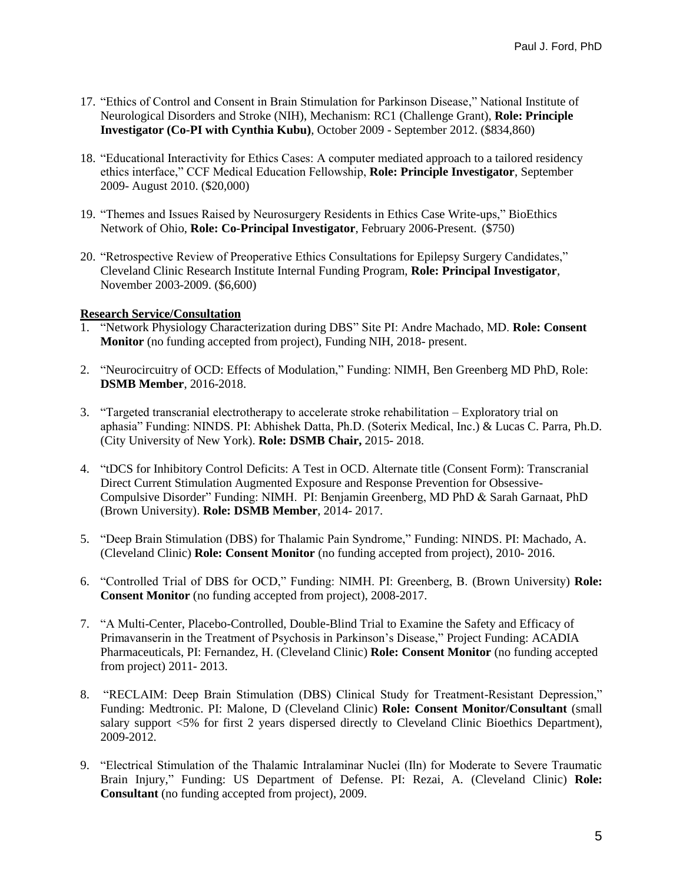17. "Ethics of Control and Consent in Brain Stimulation for Parkinson Disease," National Institute of Neurological Disorders and Stroke (NIH), Mechanism: RC1 (Challenge Grant), **Role: Principle Investigator (Co-PI with Cynthia Kubu)**, October 2009 - September 2012. ($834,860)

18. "Educational Interactivity for Ethics Cases: A computer mediated approach to a tailored residency ethics interface," CCF Medical Education Fellowship, **Role: Principle Investigator**, September 2009- August 2010. ($20,000)

19. "Themes and Issues Raised by Neurosurgery Residents in Ethics Case Write-ups," BioEthics Network of Ohio, **Role: Co-Principal Investigator**, February 2006-Present. ($750)

20. "Retrospective Review of Preoperative Ethics Consultations for Epilepsy Surgery Candidates," Cleveland Clinic Research Institute Internal Funding Program, **Role: Principal Investigator**, November 2003-2009. ($6,600)

**Research Service/Consultation**

1. "Network Physiology Characterization during DBS" Site PI: Andre Machado, MD. **Role: Consent Monitor** (no funding accepted from project), Funding NIH, 2018- present.

2. "Neurocircuitry of OCD: Effects of Modulation," Funding: NIMH, Ben Greenberg MD PhD, Role: **DSMB Member**, 2016-2018.

3. "Targeted transcranial electrotherapy to accelerate stroke rehabilitation – Exploratory trial on aphasia" Funding: NINDS. PI: Abhishek Datta, Ph.D. (Soterix Medical, Inc.) & Lucas C. Parra, Ph.D. (City University of New York). **Role: DSMB Chair,** 2015- 2018.

4. "tDCS for Inhibitory Control Deficits: A Test in OCD. Alternate title (Consent Form): Transcranial Direct Current Stimulation Augmented Exposure and Response Prevention for Obsessive-Compulsive Disorder" Funding: NIMH. PI: Benjamin Greenberg, MD PhD & Sarah Garnaat, PhD (Brown University). **Role: DSMB Member**, 2014- 2017.

5. "Deep Brain Stimulation (DBS) for Thalamic Pain Syndrome," Funding: NINDS. PI: Machado, A. (Cleveland Clinic) **Role: Consent Monitor** (no funding accepted from project), 2010- 2016.

6. "Controlled Trial of DBS for OCD," Funding: NIMH. PI: Greenberg, B. (Brown University) **Role: Consent Monitor** (no funding accepted from project), 2008-2017.

7. "A Multi-Center, Placebo-Controlled, Double-Blind Trial to Examine the Safety and Efficacy of Primavanserin in the Treatment of Psychosis in Parkinson's Disease," Project Funding: ACADIA Pharmaceuticals, PI: Fernandez, H. (Cleveland Clinic) **Role: Consent Monitor** (no funding accepted from project) 2011- 2013.

8. "RECLAIM: Deep Brain Stimulation (DBS) Clinical Study for Treatment-Resistant Depression," Funding: Medtronic. PI: Malone, D (Cleveland Clinic) **Role: Consent Monitor/Consultant** (small salary support <5% for first 2 years dispersed directly to Cleveland Clinic Bioethics Department), 2009-2012.

9. "Electrical Stimulation of the Thalamic Intralaminar Nuclei (Iln) for Moderate to Severe Traumatic Brain Injury," Funding: US Department of Defense. PI: Rezai, A. (Cleveland Clinic) **Role: Consultant** (no funding accepted from project), 2009.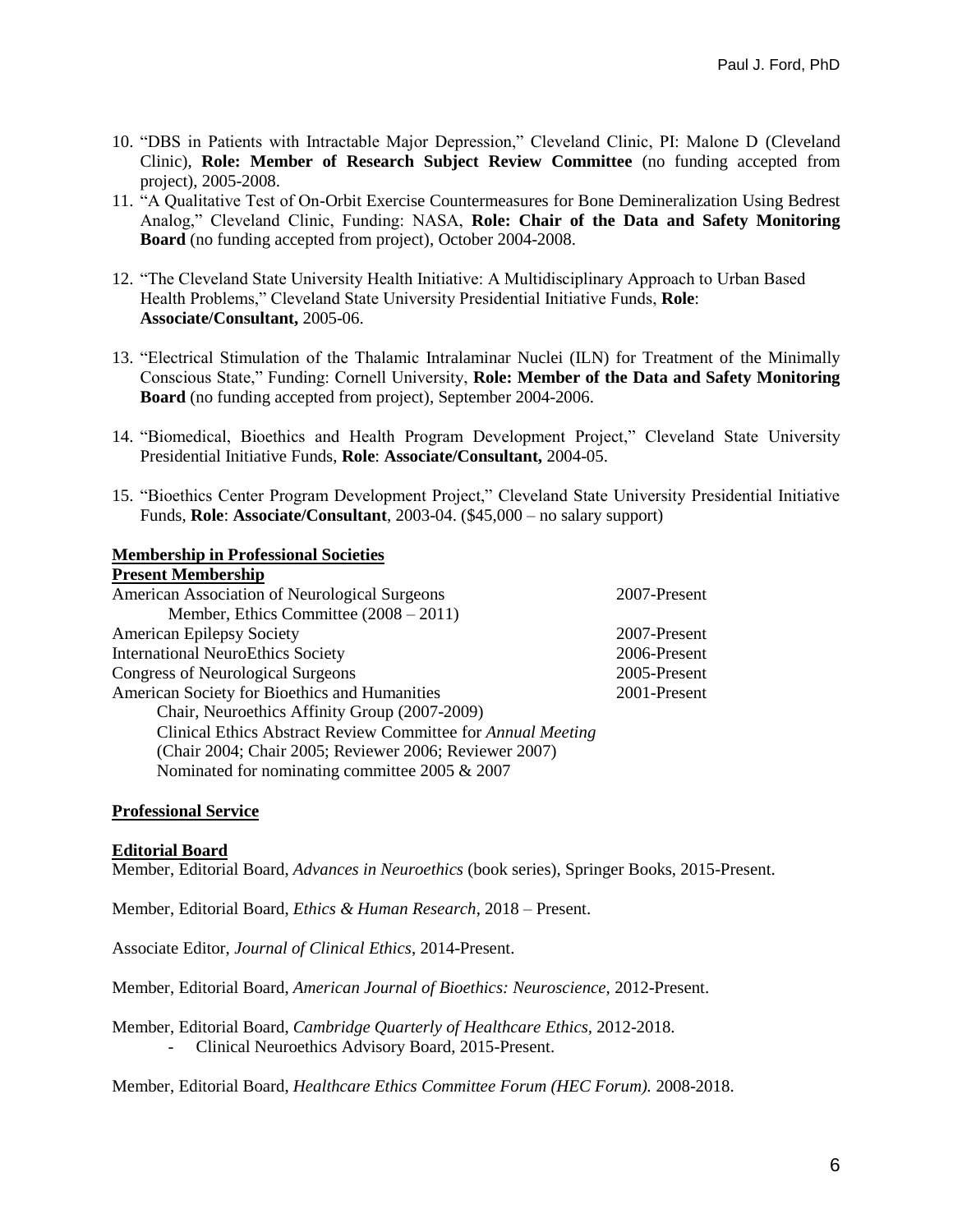10. "DBS in Patients with Intractable Major Depression," Cleveland Clinic, PI: Malone D (Cleveland Clinic), **Role: Member of Research Subject Review Committee** (no funding accepted from project), 2005-2008.
11. "A Qualitative Test of On-Orbit Exercise Countermeasures for Bone Demineralization Using Bedrest Analog," Cleveland Clinic, Funding: NASA, **Role: Chair of the Data and Safety Monitoring Board** (no funding accepted from project), October 2004-2008.
12. "The Cleveland State University Health Initiative: A Multidisciplinary Approach to Urban Based Health Problems," Cleveland State University Presidential Initiative Funds, **Role**: **Associate/Consultant,** 2005-06.
13. "Electrical Stimulation of the Thalamic Intralaminar Nuclei (ILN) for Treatment of the Minimally Conscious State," Funding: Cornell University, **Role: Member of the Data and Safety Monitoring Board** (no funding accepted from project), September 2004-2006.
14. "Biomedical, Bioethics and Health Program Development Project," Cleveland State University Presidential Initiative Funds, **Role**: **Associate/Consultant,** 2004-05.
15. "Bioethics Center Program Development Project," Cleveland State University Presidential Initiative Funds, **Role**: **Associate/Consultant**, 2003-04. ($45,000 – no salary support)

## Membership in Professional Societies

### Present Membership

| | |
|---|---|
| American Association of Neurological Surgeons | 2007-Present |
| Member, Ethics Committee (2008 – 2011) | |
| American Epilepsy Society | 2007-Present |
| International NeuroEthics Society | 2006-Present |
| Congress of Neurological Surgeons | 2005-Present |
| American Society for Bioethics and Humanities | 2001-Present |
| Chair, Neuroethics Affinity Group (2007-2009) | |
| Clinical Ethics Abstract Review Committee for *Annual Meeting* (Chair 2004; Chair 2005; Reviewer 2006; Reviewer 2007) | |
| Nominated for nominating committee 2005 & 2007 | |

## Professional Service

### Editorial Board

Member, Editorial Board, *Advances in Neuroethics* (book series), Springer Books, 2015-Present.

Member, Editorial Board, *Ethics & Human Research*, 2018 – Present.

Associate Editor, *Journal of Clinical Ethics*, 2014-Present.

Member, Editorial Board, *American Journal of Bioethics: Neuroscience,* 2012-Present.

Member, Editorial Board, *Cambridge Quarterly of Healthcare Ethics*, 2012-2018.

- Clinical Neuroethics Advisory Board, 2015-Present.

Member, Editorial Board, *Healthcare Ethics Committee Forum (HEC Forum).* 2008-2018.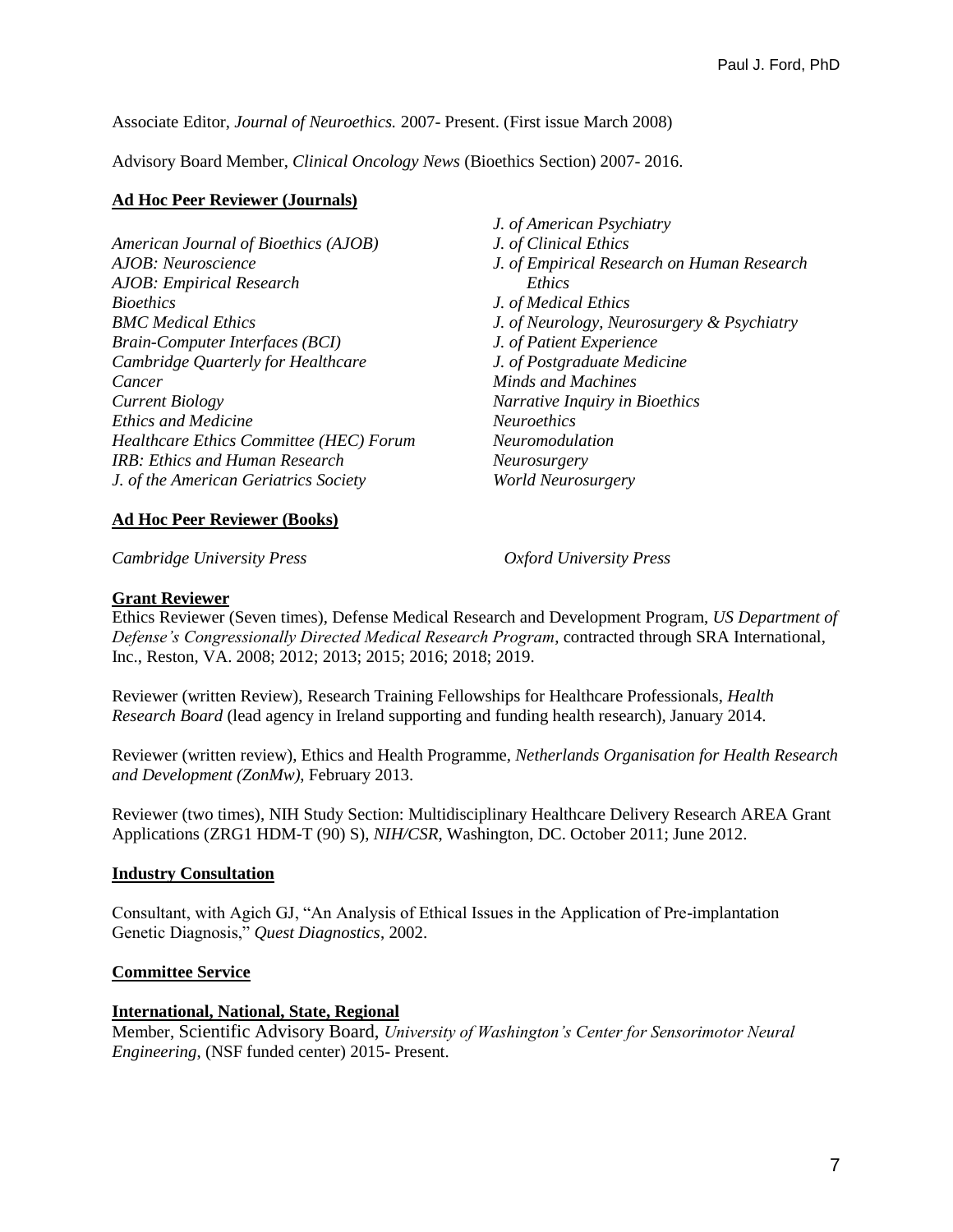Associate Editor, *Journal of Neuroethics.* 2007- Present. (First issue March 2008)

Advisory Board Member, *Clinical Oncology News* (Bioethics Section) 2007- 2016.

**Ad Hoc Peer Reviewer (Journals)**

*American Journal of Bioethics (AJOB)*
*AJOB: Neuroscience*
*AJOB: Empirical Research*
*Bioethics*
*BMC Medical Ethics*
*Brain-Computer Interfaces (BCI)*
*Cambridge Quarterly for Healthcare*
*Cancer*
*Current Biology*
*Ethics and Medicine*
*Healthcare Ethics Committee (HEC) Forum*
*IRB: Ethics and Human Research*
*J. of the American Geriatrics Society*
*J. of American Psychiatry*
*J. of Clinical Ethics*
*J. of Empirical Research on Human Research Ethics*
*J. of Medical Ethics*
*J. of Neurology, Neurosurgery & Psychiatry*
*J. of Patient Experience*
*J. of Postgraduate Medicine*
*Minds and Machines*
*Narrative Inquiry in Bioethics*
*Neuroethics*
*Neuromodulation*
*Neurosurgery*
*World Neurosurgery*

**Ad Hoc Peer Reviewer (Books)**

*Cambridge University Press*
*Oxford University Press*

**Grant Reviewer**

Ethics Reviewer (Seven times), Defense Medical Research and Development Program, *US Department of Defense's Congressionally Directed Medical Research Program*, contracted through SRA International, Inc., Reston, VA. 2008; 2012; 2013; 2015; 2016; 2018; 2019.

Reviewer (written Review), Research Training Fellowships for Healthcare Professionals, *Health Research Board* (lead agency in Ireland supporting and funding health research), January 2014.

Reviewer (written review), Ethics and Health Programme, *Netherlands Organisation for Health Research and Development (ZonMw)*, February 2013.

Reviewer (two times), NIH Study Section: Multidisciplinary Healthcare Delivery Research AREA Grant Applications (ZRG1 HDM-T (90) S), *NIH/CSR*, Washington, DC. October 2011; June 2012.

**Industry Consultation**

Consultant, with Agich GJ, "An Analysis of Ethical Issues in the Application of Pre-implantation Genetic Diagnosis," *Quest Diagnostics*, 2002.

**Committee Service**

**International, National, State, Regional**

Member, Scientific Advisory Board, *University of Washington's Center for Sensorimotor Neural Engineering*, (NSF funded center) 2015- Present.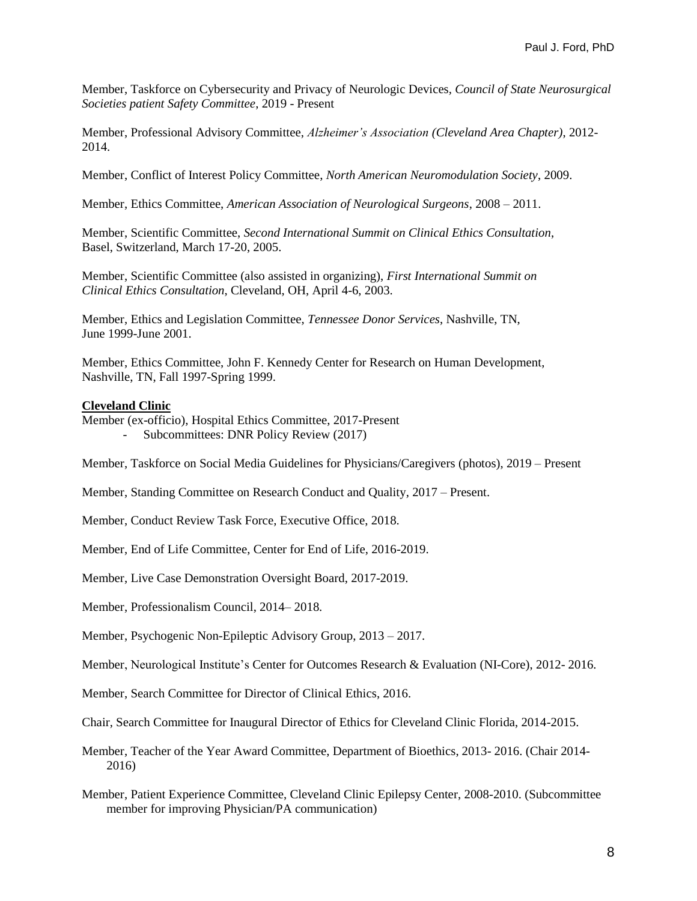Member, Taskforce on Cybersecurity and Privacy of Neurologic Devices, *Council of State Neurosurgical Societies patient Safety Committee*, 2019 - Present

Member, Professional Advisory Committee, *Alzheimer's Association (Cleveland Area Chapter)*, 2012-2014.

Member, Conflict of Interest Policy Committee, *North American Neuromodulation Society*, 2009.

Member, Ethics Committee, *American Association of Neurological Surgeons*, 2008 – 2011.

Member, Scientific Committee, *Second International Summit on Clinical Ethics Consultation*, Basel, Switzerland, March 17-20, 2005.

Member, Scientific Committee (also assisted in organizing), *First International Summit on Clinical Ethics Consultation*, Cleveland, OH, April 4-6, 2003.

Member, Ethics and Legislation Committee, *Tennessee Donor Services*, Nashville, TN, June 1999-June 2001.

Member, Ethics Committee, John F. Kennedy Center for Research on Human Development, Nashville, TN, Fall 1997-Spring 1999.

**Cleveland Clinic**

Member (ex-officio), Hospital Ethics Committee, 2017-Present
- Subcommittees: DNR Policy Review (2017)

Member, Taskforce on Social Media Guidelines for Physicians/Caregivers (photos), 2019 – Present

Member, Standing Committee on Research Conduct and Quality, 2017 – Present.

Member, Conduct Review Task Force, Executive Office, 2018.

Member, End of Life Committee, Center for End of Life, 2016-2019.

Member, Live Case Demonstration Oversight Board, 2017-2019.

Member, Professionalism Council, 2014– 2018.

Member, Psychogenic Non-Epileptic Advisory Group, 2013 – 2017.

Member, Neurological Institute's Center for Outcomes Research & Evaluation (NI-Core), 2012- 2016.

Member, Search Committee for Director of Clinical Ethics, 2016.

Chair, Search Committee for Inaugural Director of Ethics for Cleveland Clinic Florida, 2014-2015.

Member, Teacher of the Year Award Committee, Department of Bioethics, 2013- 2016. (Chair 2014-2016)

Member, Patient Experience Committee, Cleveland Clinic Epilepsy Center, 2008-2010. (Subcommittee member for improving Physician/PA communication)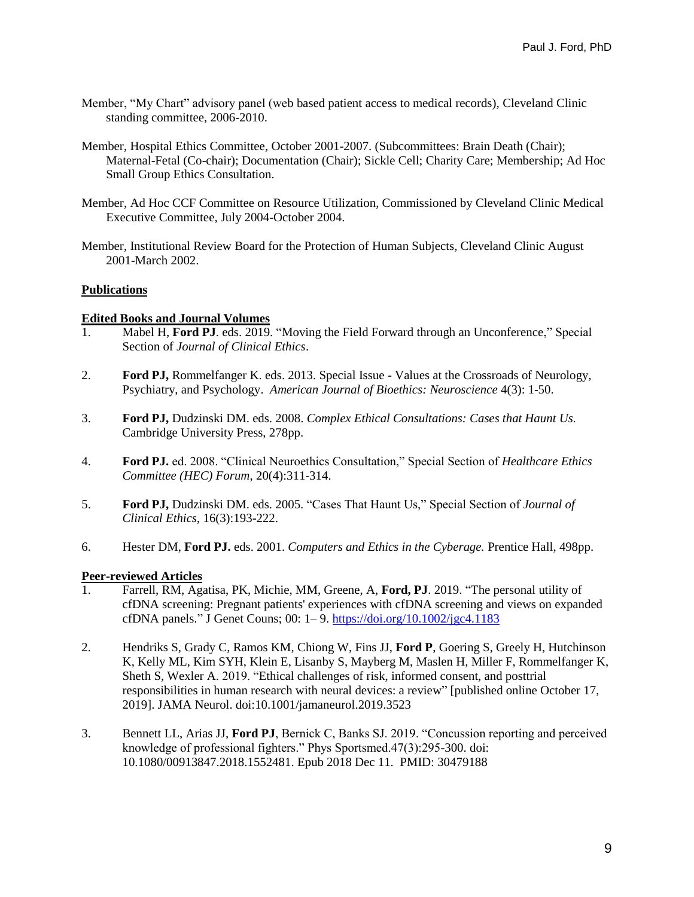Member, "My Chart" advisory panel (web based patient access to medical records), Cleveland Clinic standing committee, 2006-2010.

Member, Hospital Ethics Committee, October 2001-2007. (Subcommittees: Brain Death (Chair); Maternal-Fetal (Co-chair); Documentation (Chair); Sickle Cell; Charity Care; Membership; Ad Hoc Small Group Ethics Consultation.

Member, Ad Hoc CCF Committee on Resource Utilization, Commissioned by Cleveland Clinic Medical Executive Committee, July 2004-October 2004.

Member, Institutional Review Board for the Protection of Human Subjects, Cleveland Clinic August 2001-March 2002.

## Publications

### Edited Books and Journal Volumes

1. Mabel H, **Ford PJ**. eds. 2019. "Moving the Field Forward through an Unconference," Special Section of *Journal of Clinical Ethics*.

2. **Ford PJ,** Rommelfanger K. eds. 2013. Special Issue - Values at the Crossroads of Neurology, Psychiatry, and Psychology. *American Journal of Bioethics: Neuroscience* 4(3): 1-50.

3. **Ford PJ,** Dudzinski DM. eds. 2008. *Complex Ethical Consultations: Cases that Haunt Us.* Cambridge University Press, 278pp.

4. **Ford PJ.** ed. 2008. "Clinical Neuroethics Consultation," Special Section of *Healthcare Ethics Committee (HEC) Forum*, 20(4):311-314.

5. **Ford PJ,** Dudzinski DM. eds. 2005. "Cases That Haunt Us," Special Section of *Journal of Clinical Ethics*, 16(3):193-222.

6. Hester DM, **Ford PJ.** eds. 2001. *Computers and Ethics in the Cyberage.* Prentice Hall, 498pp.

### Peer-reviewed Articles

1. Farrell, RM, Agatisa, PK, Michie, MM, Greene, A, **Ford, PJ**. 2019. "The personal utility of cfDNA screening: Pregnant patients' experiences with cfDNA screening and views on expanded cfDNA panels." J Genet Couns; 00: 1– 9. https://doi.org/10.1002/jgc4.1183

2. Hendriks S, Grady C, Ramos KM, Chiong W, Fins JJ, **Ford P**, Goering S, Greely H, Hutchinson K, Kelly ML, Kim SYH, Klein E, Lisanby S, Mayberg M, Maslen H, Miller F, Rommelfanger K, Sheth S, Wexler A. 2019. "Ethical challenges of risk, informed consent, and posttrial responsibilities in human research with neural devices: a review" [published online October 17, 2019]. JAMA Neurol. doi:10.1001/jamaneurol.2019.3523

3. Bennett LL, Arias JJ, **Ford PJ**, Bernick C, Banks SJ. 2019. "Concussion reporting and perceived knowledge of professional fighters." Phys Sportsmed.47(3):295-300. doi: 10.1080/00913847.2018.1552481. Epub 2018 Dec 11. PMID: 30479188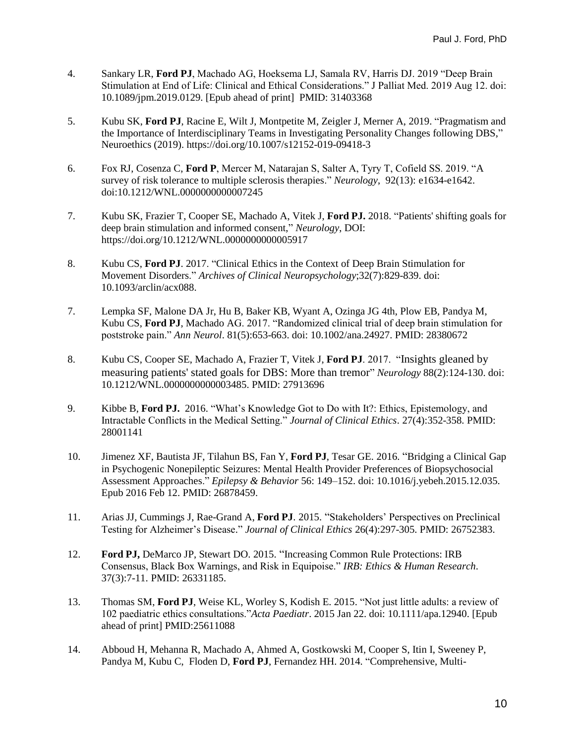4. Sankary LR, **Ford PJ**, Machado AG, Hoeksema LJ, Samala RV, Harris DJ. 2019 "Deep Brain Stimulation at End of Life: Clinical and Ethical Considerations." J Palliat Med. 2019 Aug 12. doi: 10.1089/jpm.2019.0129. [Epub ahead of print] PMID: 31403368

5. Kubu SK, **Ford PJ**, Racine E, Wilt J, Montpetite M, Zeigler J, Merner A, 2019. "Pragmatism and the Importance of Interdisciplinary Teams in Investigating Personality Changes following DBS," Neuroethics (2019). https://doi.org/10.1007/s12152-019-09418-3

6. Fox RJ, Cosenza C, **Ford P**, Mercer M, Natarajan S, Salter A, Tyry T, Cofield SS. 2019. "A survey of risk tolerance to multiple sclerosis therapies." *Neurology*, 92(13): e1634-e1642. doi:10.1212/WNL.0000000000007245

7. Kubu SK, Frazier T, Cooper SE, Machado A, Vitek J, **Ford PJ.** 2018. "Patients' shifting goals for deep brain stimulation and informed consent," *Neurology*, DOI: https://doi.org/10.1212/WNL.0000000000005917

8. Kubu CS, **Ford PJ**. 2017. "Clinical Ethics in the Context of Deep Brain Stimulation for Movement Disorders." *Archives of Clinical Neuropsychology*;32(7):829-839. doi: 10.1093/arclin/acx088.

7. Lempka SF, Malone DA Jr, Hu B, Baker KB, Wyant A, Ozinga JG 4th, Plow EB, Pandya M, Kubu CS, **Ford PJ**, Machado AG. 2017. "Randomized clinical trial of deep brain stimulation for poststroke pain." *Ann Neurol*. 81(5):653-663. doi: 10.1002/ana.24927. PMID: 28380672

8. Kubu CS, Cooper SE, Machado A, Frazier T, Vitek J, **Ford PJ**. 2017. "Insights gleaned by measuring patients' stated goals for DBS: More than tremor" *Neurology* 88(2):124-130. doi: 10.1212/WNL.0000000000003485. PMID: 27913696

9. Kibbe B, **Ford PJ.** 2016. "What's Knowledge Got to Do with It?: Ethics, Epistemology, and Intractable Conflicts in the Medical Setting." *Journal of Clinical Ethics*. 27(4):352-358. PMID: 28001141

10. Jimenez XF, Bautista JF, Tilahun BS, Fan Y, **Ford PJ**, Tesar GE. 2016. "Bridging a Clinical Gap in Psychogenic Nonepileptic Seizures: Mental Health Provider Preferences of Biopsychosocial Assessment Approaches." *Epilepsy & Behavior* 56: 149–152. doi: 10.1016/j.yebeh.2015.12.035. Epub 2016 Feb 12. PMID: 26878459.

11. Arias JJ, Cummings J, Rae-Grand A, **Ford PJ**. 2015. "Stakeholders' Perspectives on Preclinical Testing for Alzheimer's Disease." *Journal of Clinical Ethics* 26(4):297-305. PMID: 26752383.

12. **Ford PJ,** DeMarco JP, Stewart DO. 2015. "Increasing Common Rule Protections: IRB Consensus, Black Box Warnings, and Risk in Equipoise." *IRB: Ethics & Human Research*. 37(3):7-11. PMID: 26331185.

13. Thomas SM, **Ford PJ**, Weise KL, Worley S, Kodish E. 2015. "Not just little adults: a review of 102 paediatric ethics consultations."*Acta Paediatr*. 2015 Jan 22. doi: 10.1111/apa.12940. [Epub ahead of print] PMID:25611088

14. Abboud H, Mehanna R, Machado A, Ahmed A, Gostkowski M, Cooper S, Itin I, Sweeney P, Pandya M, Kubu C, Floden D, **Ford PJ**, Fernandez HH. 2014. "Comprehensive, Multi-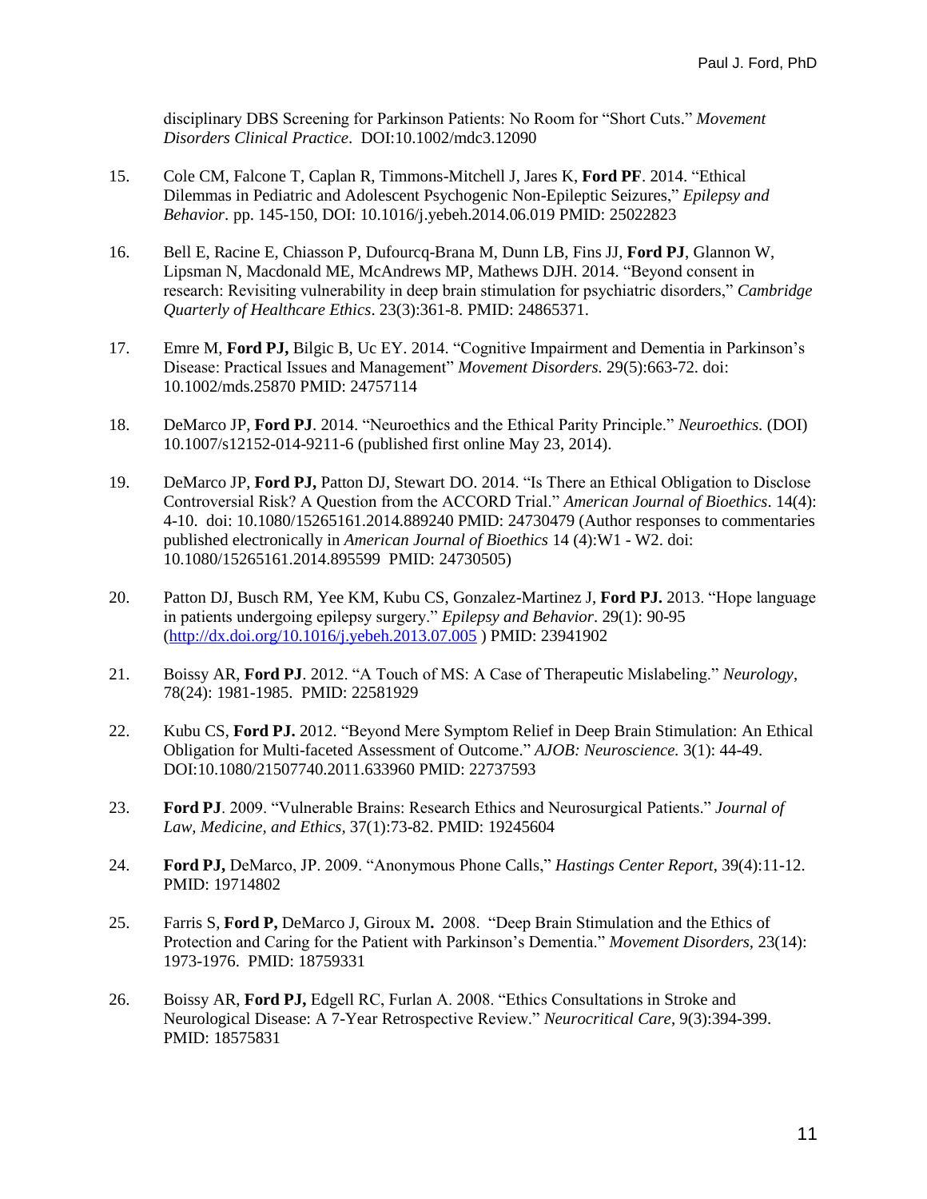disciplinary DBS Screening for Parkinson Patients: No Room for "Short Cuts." *Movement Disorders Clinical Practice*. DOI:10.1002/mdc3.12090

15. Cole CM, Falcone T, Caplan R, Timmons-Mitchell J, Jares K, **Ford PF**. 2014. "Ethical Dilemmas in Pediatric and Adolescent Psychogenic Non-Epileptic Seizures," *Epilepsy and Behavior*. pp. 145-150, DOI: 10.1016/j.yebeh.2014.06.019 PMID: 25022823

16. Bell E, Racine E, Chiasson P, Dufourcq-Brana M, Dunn LB, Fins JJ, **Ford PJ**, Glannon W, Lipsman N, Macdonald ME, McAndrews MP, Mathews DJH. 2014. "Beyond consent in research: Revisiting vulnerability in deep brain stimulation for psychiatric disorders," *Cambridge Quarterly of Healthcare Ethics*. 23(3):361-8. PMID: 24865371.

17. Emre M, **Ford PJ,** Bilgic B, Uc EY. 2014. "Cognitive Impairment and Dementia in Parkinson's Disease: Practical Issues and Management" *Movement Disorders.* 29(5):663-72. doi: 10.1002/mds.25870 PMID: 24757114

18. DeMarco JP, **Ford PJ**. 2014. "Neuroethics and the Ethical Parity Principle." *Neuroethics.* (DOI) 10.1007/s12152-014-9211-6 (published first online May 23, 2014).

19. DeMarco JP, **Ford PJ,** Patton DJ, Stewart DO. 2014. "Is There an Ethical Obligation to Disclose Controversial Risk? A Question from the ACCORD Trial." *American Journal of Bioethics*. 14(4): 4-10. doi: 10.1080/15265161.2014.889240 PMID: 24730479 (Author responses to commentaries published electronically in *American Journal of Bioethics* 14 (4):W1 - W2. doi: 10.1080/15265161.2014.895599 PMID: 24730505)

20. Patton DJ, Busch RM, Yee KM, Kubu CS, Gonzalez-Martinez J, **Ford PJ.** 2013. "Hope language in patients undergoing epilepsy surgery." *Epilepsy and Behavior*. 29(1): 90-95 (http://dx.doi.org/10.1016/j.yebeh.2013.07.005 ) PMID: 23941902

21. Boissy AR, **Ford PJ**. 2012. "A Touch of MS: A Case of Therapeutic Mislabeling." *Neurology*, 78(24): 1981-1985. PMID: 22581929

22. Kubu CS, **Ford PJ.** 2012. "Beyond Mere Symptom Relief in Deep Brain Stimulation: An Ethical Obligation for Multi-faceted Assessment of Outcome." *AJOB: Neuroscience.* 3(1): 44-49. DOI:10.1080/21507740.2011.633960 PMID: 22737593

23. **Ford PJ**. 2009. "Vulnerable Brains: Research Ethics and Neurosurgical Patients." *Journal of Law, Medicine, and Ethics*, 37(1):73-82. PMID: 19245604

24. **Ford PJ,** DeMarco, JP. 2009. "Anonymous Phone Calls," *Hastings Center Report*, 39(4):11-12. PMID: 19714802

25. Farris S, **Ford P,** DeMarco J, Giroux M**.** 2008. "Deep Brain Stimulation and the Ethics of Protection and Caring for the Patient with Parkinson's Dementia." *Movement Disorders*, 23(14): 1973-1976. PMID: 18759331

26. Boissy AR, **Ford PJ,** Edgell RC, Furlan A. 2008. "Ethics Consultations in Stroke and Neurological Disease: A 7-Year Retrospective Review." *Neurocritical Care*, 9(3):394-399. PMID: 18575831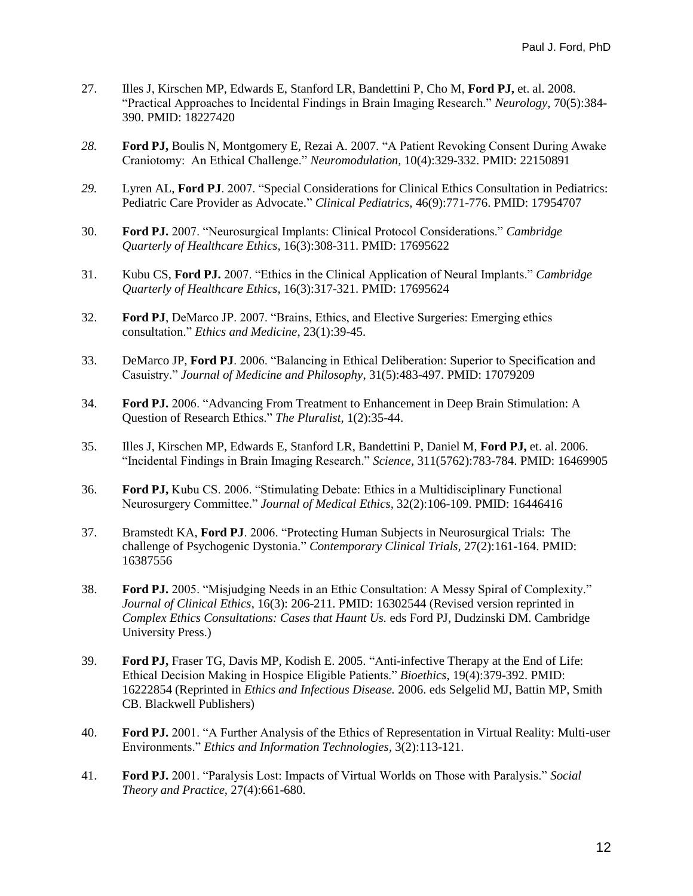27. Illes J, Kirschen MP, Edwards E, Stanford LR, Bandettini P, Cho M, **Ford PJ,** et. al. 2008. "Practical Approaches to Incidental Findings in Brain Imaging Research." *Neurology,* 70(5):384-390. PMID: 18227420

28. **Ford PJ,** Boulis N, Montgomery E, Rezai A. 2007. "A Patient Revoking Consent During Awake Craniotomy: An Ethical Challenge." *Neuromodulation,* 10(4):329-332. PMID: 22150891

29. Lyren AL, **Ford PJ**. 2007. "Special Considerations for Clinical Ethics Consultation in Pediatrics: Pediatric Care Provider as Advocate." *Clinical Pediatrics,* 46(9):771-776. PMID: 17954707

30. **Ford PJ.** 2007. "Neurosurgical Implants: Clinical Protocol Considerations." *Cambridge Quarterly of Healthcare Ethics*, 16(3):308-311. PMID: 17695622

31. Kubu CS, **Ford PJ.** 2007. "Ethics in the Clinical Application of Neural Implants." *Cambridge Quarterly of Healthcare Ethics*, 16(3):317-321. PMID: 17695624

32. **Ford PJ**, DeMarco JP. 2007. "Brains, Ethics, and Elective Surgeries: Emerging ethics consultation." *Ethics and Medicine*, 23(1):39-45.

33. DeMarco JP, **Ford PJ**. 2006. "Balancing in Ethical Deliberation: Superior to Specification and Casuistry." *Journal of Medicine and Philosophy*, 31(5):483-497. PMID: 17079209

34. **Ford PJ.** 2006. "Advancing From Treatment to Enhancement in Deep Brain Stimulation: A Question of Research Ethics." *The Pluralist*, 1(2):35-44.

35. Illes J, Kirschen MP, Edwards E, Stanford LR, Bandettini P, Daniel M, **Ford PJ,** et. al. 2006. "Incidental Findings in Brain Imaging Research." *Science,* 311(5762):783-784. PMID: 16469905

36. **Ford PJ,** Kubu CS. 2006. "Stimulating Debate: Ethics in a Multidisciplinary Functional Neurosurgery Committee." *Journal of Medical Ethics,* 32(2):106-109. PMID: 16446416

37. Bramstedt KA, **Ford PJ**. 2006. "Protecting Human Subjects in Neurosurgical Trials: The challenge of Psychogenic Dystonia." *Contemporary Clinical Trials,* 27(2):161-164. PMID: 16387556

38. **Ford PJ.** 2005. "Misjudging Needs in an Ethic Consultation: A Messy Spiral of Complexity." *Journal of Clinical Ethics*, 16(3): 206-211. PMID: 16302544 (Revised version reprinted in *Complex Ethics Consultations: Cases that Haunt Us.* eds Ford PJ, Dudzinski DM. Cambridge University Press.)

39. **Ford PJ,** Fraser TG, Davis MP, Kodish E. 2005. "Anti-infective Therapy at the End of Life: Ethical Decision Making in Hospice Eligible Patients." *Bioethics*, 19(4):379-392. PMID: 16222854 (Reprinted in *Ethics and Infectious Disease.* 2006. eds Selgelid MJ, Battin MP, Smith CB. Blackwell Publishers)

40. **Ford PJ.** 2001. "A Further Analysis of the Ethics of Representation in Virtual Reality: Multi-user Environments." *Ethics and Information Technologies*, 3(2):113-121.

41. **Ford PJ.** 2001. "Paralysis Lost: Impacts of Virtual Worlds on Those with Paralysis." *Social Theory and Practice,* 27(4):661-680.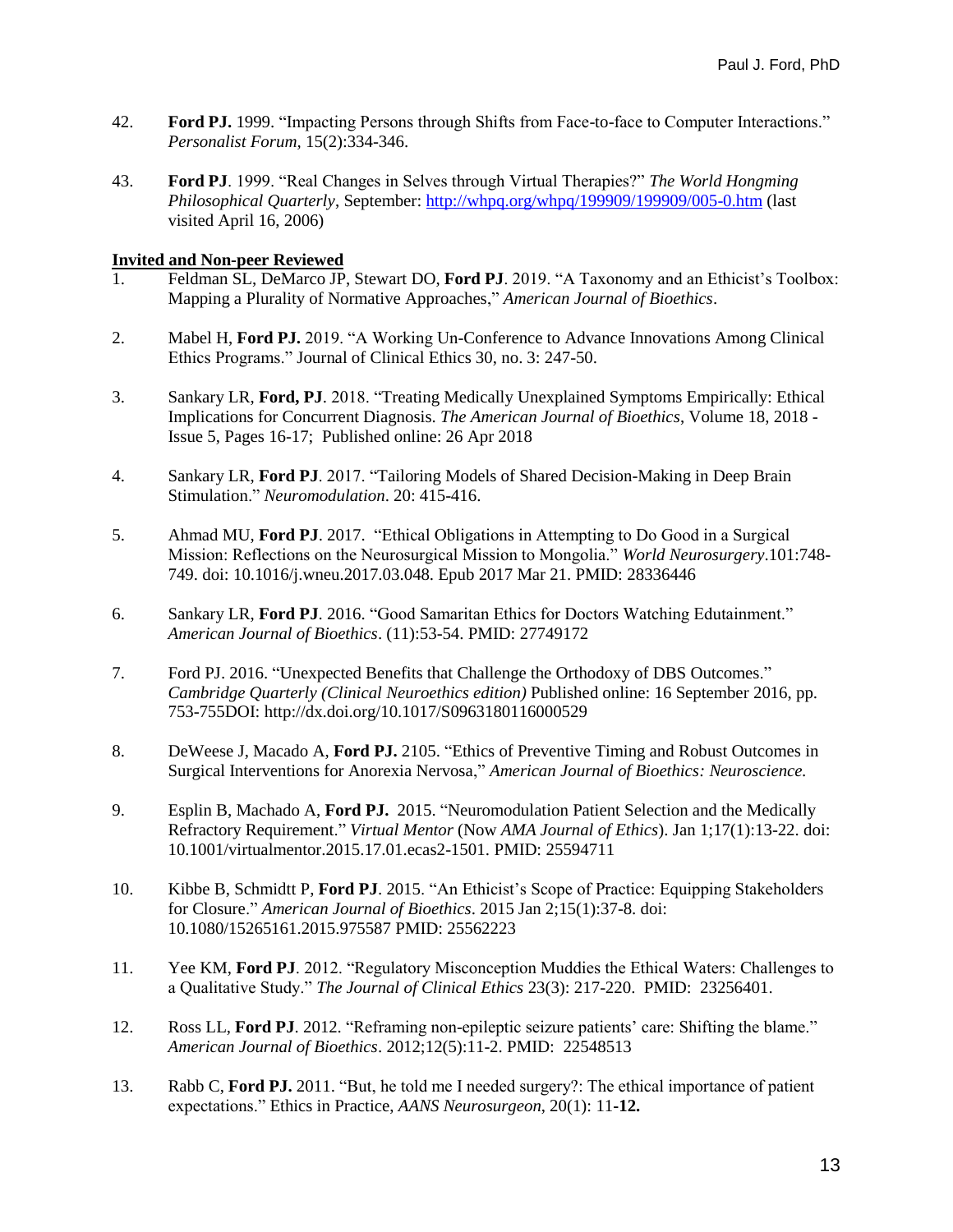42. **Ford PJ.** 1999. "Impacting Persons through Shifts from Face-to-face to Computer Interactions." *Personalist Forum*, 15(2):334-346.

43. **Ford PJ**. 1999. "Real Changes in Selves through Virtual Therapies?" *The World Hongming Philosophical Quarterly*, September: http://whpq.org/whpq/199909/199909/005-0.htm (last visited April 16, 2006)

**Invited and Non-peer Reviewed**

1. Feldman SL, DeMarco JP, Stewart DO, **Ford PJ**. 2019. "A Taxonomy and an Ethicist's Toolbox: Mapping a Plurality of Normative Approaches," *American Journal of Bioethics*.

2. Mabel H, **Ford PJ.** 2019. "A Working Un-Conference to Advance Innovations Among Clinical Ethics Programs." Journal of Clinical Ethics 30, no. 3: 247-50.

3. Sankary LR, **Ford, PJ**. 2018. "Treating Medically Unexplained Symptoms Empirically: Ethical Implications for Concurrent Diagnosis. *The American Journal of Bioethics*, Volume 18, 2018 - Issue 5, Pages 16-17; Published online: 26 Apr 2018

4. Sankary LR, **Ford PJ**. 2017. "Tailoring Models of Shared Decision-Making in Deep Brain Stimulation." *Neuromodulation*. 20: 415-416.

5. Ahmad MU, **Ford PJ**. 2017. "Ethical Obligations in Attempting to Do Good in a Surgical Mission: Reflections on the Neurosurgical Mission to Mongolia." *World Neurosurgery*.101:748-749. doi: 10.1016/j.wneu.2017.03.048. Epub 2017 Mar 21. PMID: 28336446

6. Sankary LR, **Ford PJ**. 2016. "Good Samaritan Ethics for Doctors Watching Edutainment." *American Journal of Bioethics*. (11):53-54. PMID: 27749172

7. Ford PJ. 2016. "Unexpected Benefits that Challenge the Orthodoxy of DBS Outcomes." *Cambridge Quarterly (Clinical Neuroethics edition)* Published online: 16 September 2016, pp. 753-755DOI: http://dx.doi.org/10.1017/S0963180116000529

8. DeWeese J, Macado A, **Ford PJ.** 2105. "Ethics of Preventive Timing and Robust Outcomes in Surgical Interventions for Anorexia Nervosa," *American Journal of Bioethics: Neuroscience.*

9. Esplin B, Machado A, **Ford PJ.** 2015. "Neuromodulation Patient Selection and the Medically Refractory Requirement." *Virtual Mentor* (Now *AMA Journal of Ethics*). Jan 1;17(1):13-22. doi: 10.1001/virtualmentor.2015.17.01.ecas2-1501. PMID: 25594711

10. Kibbe B, Schmidtt P, **Ford PJ**. 2015. "An Ethicist's Scope of Practice: Equipping Stakeholders for Closure." *American Journal of Bioethics*. 2015 Jan 2;15(1):37-8. doi: 10.1080/15265161.2015.975587 PMID: 25562223

11. Yee KM, **Ford PJ**. 2012. "Regulatory Misconception Muddies the Ethical Waters: Challenges to a Qualitative Study." *The Journal of Clinical Ethics* 23(3): 217-220. PMID: 23256401.

12. Ross LL, **Ford PJ**. 2012. "Reframing non-epileptic seizure patients' care: Shifting the blame." *American Journal of Bioethics*. 2012;12(5):11-2. PMID: 22548513

13. Rabb C, **Ford PJ.** 2011. "But, he told me I needed surgery?: The ethical importance of patient expectations." Ethics in Practice, *AANS Neurosurgeon*, 20(1): 11-**12.**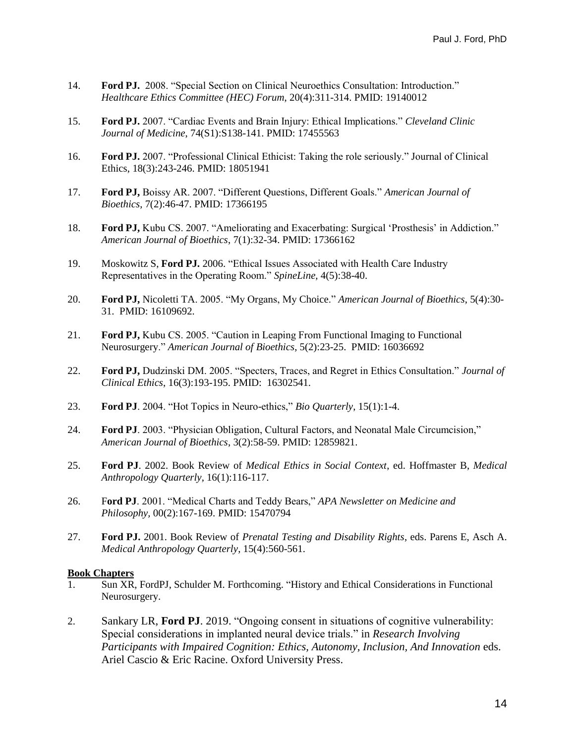14. **Ford PJ.** 2008. "Special Section on Clinical Neuroethics Consultation: Introduction." *Healthcare Ethics Committee (HEC) Forum*, 20(4):311-314. PMID: 19140012

15. **Ford PJ.** 2007. "Cardiac Events and Brain Injury: Ethical Implications." *Cleveland Clinic Journal of Medicine*, 74(S1):S138-141. PMID: 17455563

16. **Ford PJ.** 2007. "Professional Clinical Ethicist: Taking the role seriously." Journal of Clinical Ethics, 18(3):243-246. PMID: 18051941

17. **Ford PJ,** Boissy AR. 2007. "Different Questions, Different Goals." *American Journal of Bioethics*, 7(2):46-47. PMID: 17366195

18. **Ford PJ,** Kubu CS. 2007. "Ameliorating and Exacerbating: Surgical 'Prosthesis' in Addiction." *American Journal of Bioethics*, 7(1):32-34. PMID: 17366162

19. Moskowitz S, **Ford PJ.** 2006. "Ethical Issues Associated with Health Care Industry Representatives in the Operating Room." *SpineLine,* 4(5):38-40.

20. **Ford PJ,** Nicoletti TA. 2005. "My Organs, My Choice." *American Journal of Bioethics*, 5(4):30-31. PMID: 16109692.

21. **Ford PJ,** Kubu CS. 2005. "Caution in Leaping From Functional Imaging to Functional Neurosurgery." *American Journal of Bioethics,* 5(2):23-25. PMID: 16036692

22. **Ford PJ,** Dudzinski DM. 2005. "Specters, Traces, and Regret in Ethics Consultation." *Journal of Clinical Ethics*, 16(3):193-195. PMID: 16302541.

23. **Ford PJ**. 2004. "Hot Topics in Neuro-ethics," *Bio Quarterly,* 15(1):1-4.

24. **Ford PJ**. 2003. "Physician Obligation, Cultural Factors, and Neonatal Male Circumcision," *American Journal of Bioethics*, 3(2):58-59. PMID: 12859821.

25. **Ford PJ**. 2002. Book Review of *Medical Ethics in Social Context*, ed. Hoffmaster B, *Medical Anthropology Quarterly*, 16(1):116-117.

26. F**ord PJ**. 2001. "Medical Charts and Teddy Bears," *APA Newsletter on Medicine and Philosophy,* 00(2):167-169. PMID: 15470794

27. **Ford PJ.** 2001. Book Review of *Prenatal Testing and Disability Rights*, eds. Parens E, Asch A. *Medical Anthropology Quarterly*, 15(4):560-561.

**Book Chapters**

1. Sun XR, FordPJ, Schulder M. Forthcoming. "History and Ethical Considerations in Functional Neurosurgery.

2. Sankary LR, **Ford PJ**. 2019. "Ongoing consent in situations of cognitive vulnerability: Special considerations in implanted neural device trials." in *Research Involving Participants with Impaired Cognition: Ethics, Autonomy, Inclusion, And Innovation* eds. Ariel Cascio & Eric Racine. Oxford University Press.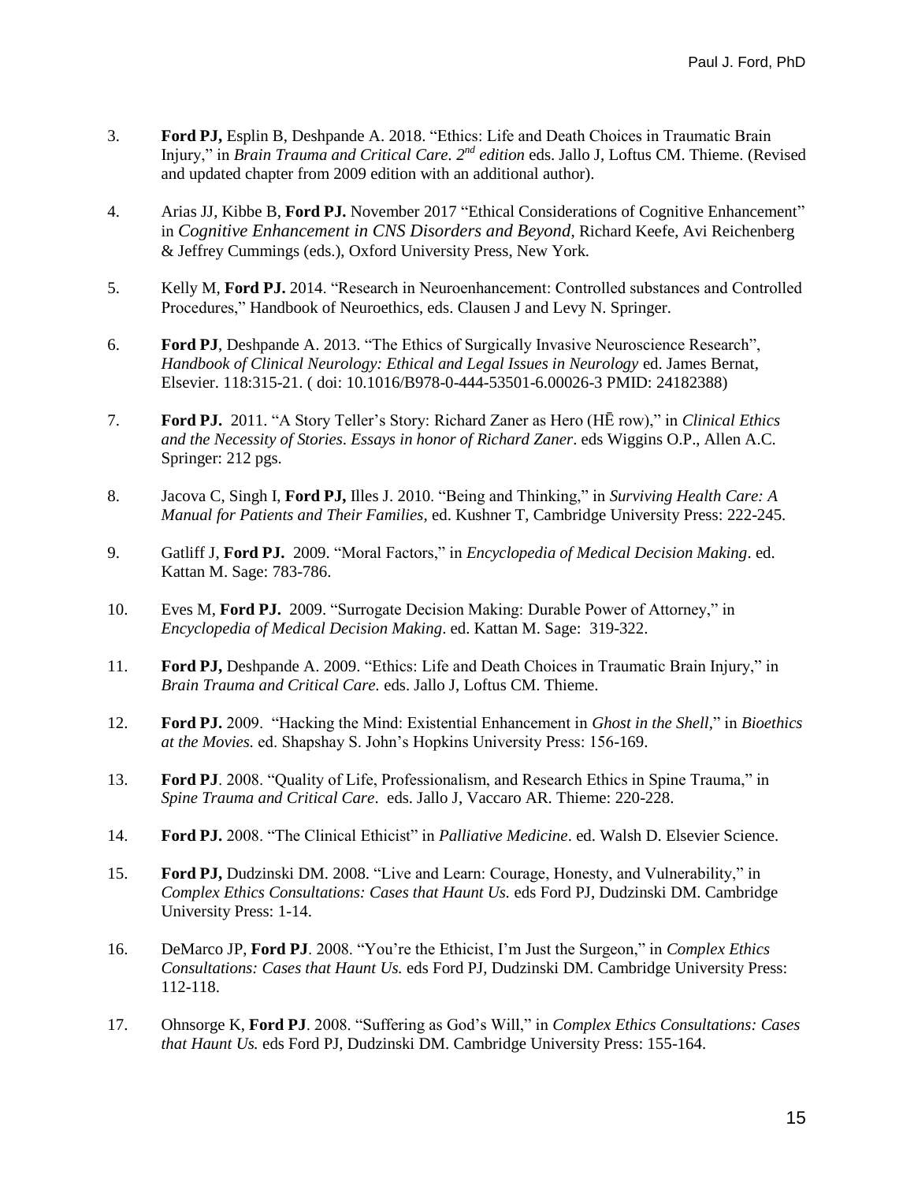3. **Ford PJ,** Esplin B, Deshpande A. 2018. "Ethics: Life and Death Choices in Traumatic Brain Injury," in *Brain Trauma and Critical Care. 2nd edition* eds. Jallo J, Loftus CM. Thieme. (Revised and updated chapter from 2009 edition with an additional author).

4. Arias JJ, Kibbe B, **Ford PJ.** November 2017 "Ethical Considerations of Cognitive Enhancement" in *Cognitive Enhancement in CNS Disorders and Beyond*, Richard Keefe, Avi Reichenberg & Jeffrey Cummings (eds.), Oxford University Press, New York.

5. Kelly M, **Ford PJ.** 2014. "Research in Neuroenhancement: Controlled substances and Controlled Procedures," Handbook of Neuroethics, eds. Clausen J and Levy N. Springer.

6. **Ford PJ**, Deshpande A. 2013. "The Ethics of Surgically Invasive Neuroscience Research", *Handbook of Clinical Neurology: Ethical and Legal Issues in Neurology* ed. James Bernat, Elsevier. 118:315-21. ( doi: 10.1016/B978-0-444-53501-6.00026-3 PMID: 24182388)

7. **Ford PJ.** 2011. "A Story Teller's Story: Richard Zaner as Hero (HĒ row)," in *Clinical Ethics and the Necessity of Stories*. *Essays in honor of Richard Zaner*. eds Wiggins O.P., Allen A.C. Springer: 212 pgs.

8. Jacova C, Singh I, **Ford PJ,** Illes J. 2010. "Being and Thinking," in *Surviving Health Care: A Manual for Patients and Their Families*, ed. Kushner T, Cambridge University Press: 222-245.

9. Gatliff J, **Ford PJ.** 2009. "Moral Factors," in *Encyclopedia of Medical Decision Making*. ed. Kattan M. Sage: 783-786.

10. Eves M, **Ford PJ.** 2009. "Surrogate Decision Making: Durable Power of Attorney," in *Encyclopedia of Medical Decision Making*. ed. Kattan M. Sage: 319-322.

11. **Ford PJ,** Deshpande A. 2009. "Ethics: Life and Death Choices in Traumatic Brain Injury," in *Brain Trauma and Critical Care.* eds. Jallo J, Loftus CM. Thieme.

12. **Ford PJ.** 2009. "Hacking the Mind: Existential Enhancement in *Ghost in the Shell*," in *Bioethics at the Movies.* ed. Shapshay S. John's Hopkins University Press: 156-169.

13. **Ford PJ**. 2008. "Quality of Life, Professionalism, and Research Ethics in Spine Trauma," in *Spine Trauma and Critical Care*. eds. Jallo J, Vaccaro AR. Thieme: 220-228.

14. **Ford PJ.** 2008. "The Clinical Ethicist" in *Palliative Medicine*. ed. Walsh D. Elsevier Science.

15. **Ford PJ,** Dudzinski DM. 2008. "Live and Learn: Courage, Honesty, and Vulnerability," in *Complex Ethics Consultations: Cases that Haunt Us.* eds Ford PJ, Dudzinski DM. Cambridge University Press: 1-14.

16. DeMarco JP, **Ford PJ**. 2008. "You're the Ethicist, I'm Just the Surgeon," in *Complex Ethics Consultations: Cases that Haunt Us.* eds Ford PJ, Dudzinski DM. Cambridge University Press: 112-118.

17. Ohnsorge K, **Ford PJ**. 2008. "Suffering as God's Will," in *Complex Ethics Consultations: Cases that Haunt Us.* eds Ford PJ, Dudzinski DM. Cambridge University Press: 155-164.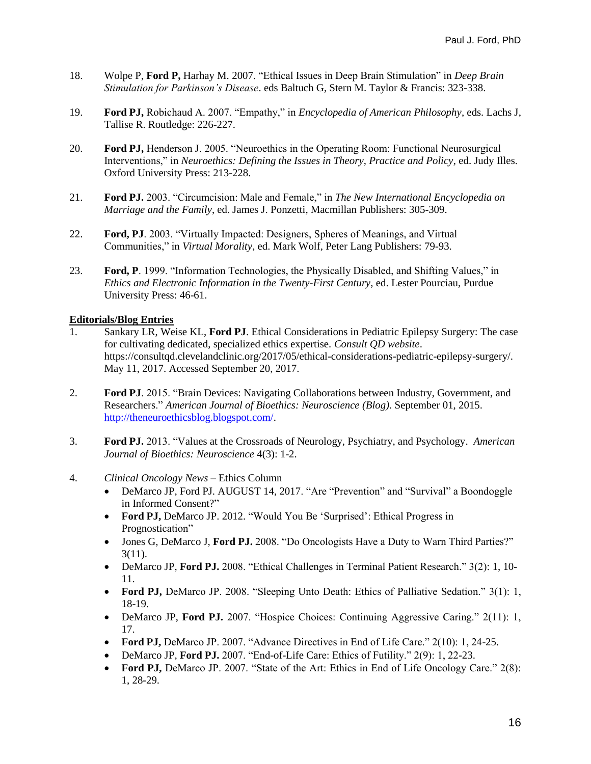18. Wolpe P, **Ford P,** Harhay M. 2007. "Ethical Issues in Deep Brain Stimulation" in *Deep Brain Stimulation for Parkinson's Disease*. eds Baltuch G, Stern M. Taylor & Francis: 323-338.

19. **Ford PJ,** Robichaud A. 2007. "Empathy," in *Encyclopedia of American Philosophy*, eds. Lachs J, Tallise R. Routledge: 226-227.

20. **Ford PJ,** Henderson J. 2005. "Neuroethics in the Operating Room: Functional Neurosurgical Interventions," in *Neuroethics: Defining the Issues in Theory, Practice and Policy*, ed. Judy Illes. Oxford University Press: 213-228.

21. **Ford PJ.** 2003. "Circumcision: Male and Female," in *The New International Encyclopedia on Marriage and the Family*, ed. James J. Ponzetti, Macmillan Publishers: 305-309.

22. **Ford, PJ**. 2003. "Virtually Impacted: Designers, Spheres of Meanings, and Virtual Communities," in *Virtual Morality*, ed. Mark Wolf, Peter Lang Publishers: 79-93.

23. **Ford, P**. 1999. "Information Technologies, the Physically Disabled, and Shifting Values," in *Ethics and Electronic Information in the Twenty-First Century*, ed. Lester Pourciau, Purdue University Press: 46-61.

## Editorials/Blog Entries

1. Sankary LR, Weise KL, **Ford PJ**. Ethical Considerations in Pediatric Epilepsy Surgery: The case for cultivating dedicated, specialized ethics expertise. *Consult QD website*. https://consultqd.clevelandclinic.org/2017/05/ethical-considerations-pediatric-epilepsy-surgery/. May 11, 2017. Accessed September 20, 2017.

2. **Ford PJ**. 2015. "Brain Devices: Navigating Collaborations between Industry, Government, and Researchers." *American Journal of Bioethics: Neuroscience (Blog)*. September 01, 2015. http://theneuroethicsblog.blogspot.com/.

3. **Ford PJ.** 2013. "Values at the Crossroads of Neurology, Psychiatry, and Psychology. *American Journal of Bioethics: Neuroscience* 4(3): 1-2.

4. *Clinical Oncology News* – Ethics Column
   - DeMarco JP, Ford PJ. AUGUST 14, 2017. "Are "Prevention" and "Survival" a Boondoggle in Informed Consent?"
   - **Ford PJ,** DeMarco JP. 2012. "Would You Be 'Surprised': Ethical Progress in Prognostication"
   - Jones G, DeMarco J, **Ford PJ.** 2008. "Do Oncologists Have a Duty to Warn Third Parties?" 3(11).
   - DeMarco JP, **Ford PJ.** 2008. "Ethical Challenges in Terminal Patient Research." 3(2): 1, 10-11.
   - **Ford PJ,** DeMarco JP. 2008. "Sleeping Unto Death: Ethics of Palliative Sedation." 3(1): 1, 18-19.
   - DeMarco JP, **Ford PJ.** 2007. "Hospice Choices: Continuing Aggressive Caring." 2(11): 1, 17.
   - **Ford PJ,** DeMarco JP. 2007. "Advance Directives in End of Life Care." 2(10): 1, 24-25.
   - DeMarco JP, **Ford PJ.** 2007. "End-of-Life Care: Ethics of Futility." 2(9): 1, 22-23.
   - **Ford PJ,** DeMarco JP. 2007. "State of the Art: Ethics in End of Life Oncology Care." 2(8): 1, 28-29.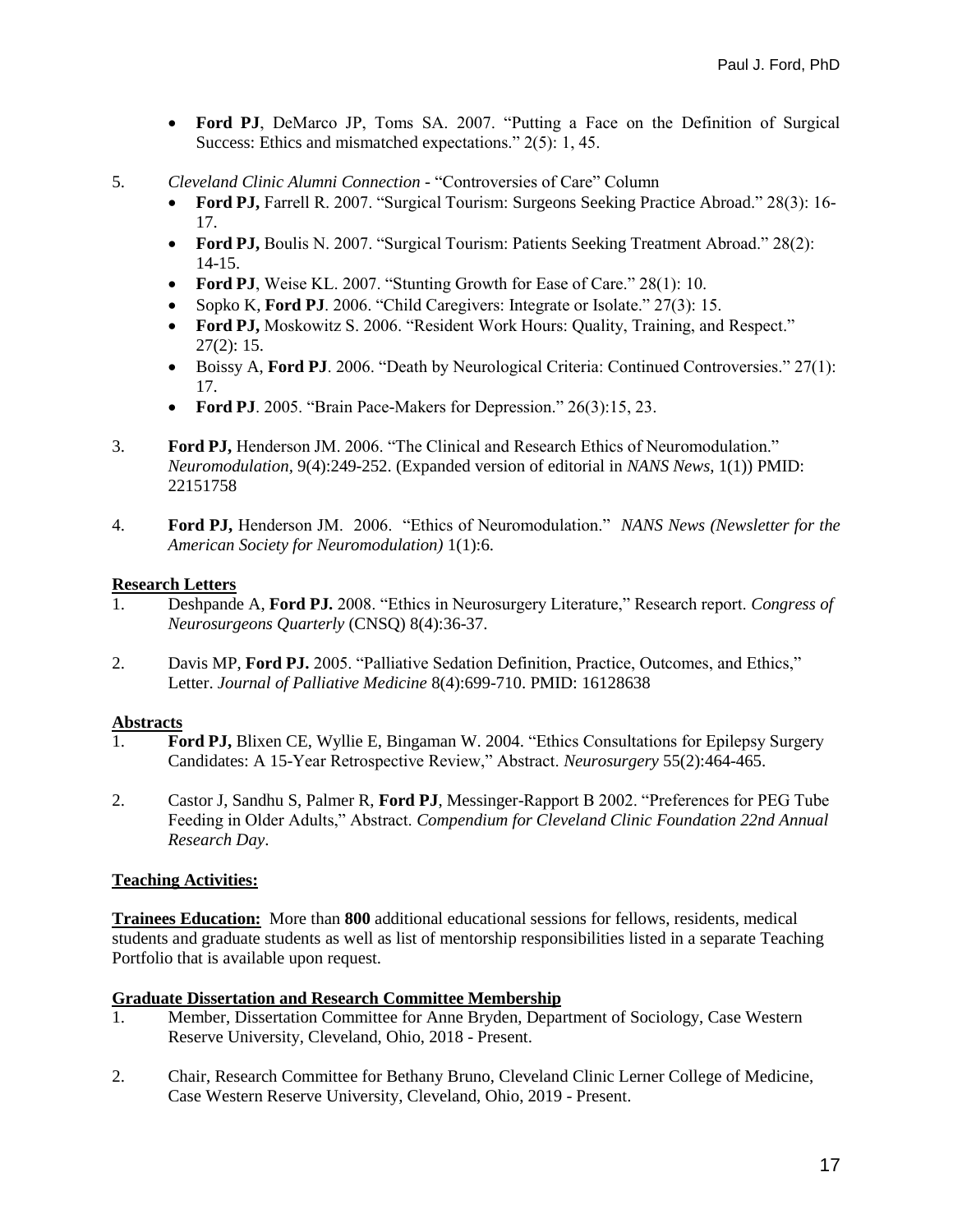- **Ford PJ**, DeMarco JP, Toms SA. 2007. "Putting a Face on the Definition of Surgical Success: Ethics and mismatched expectations." 2(5): 1, 45.

5. *Cleveland Clinic Alumni Connection* - "Controversies of Care" Column
   - **Ford PJ,** Farrell R. 2007. "Surgical Tourism: Surgeons Seeking Practice Abroad." 28(3): 16-17.
   - **Ford PJ,** Boulis N. 2007. "Surgical Tourism: Patients Seeking Treatment Abroad." 28(2): 14-15.
   - **Ford PJ**, Weise KL. 2007. "Stunting Growth for Ease of Care." 28(1): 10.
   - Sopko K, **Ford PJ**. 2006. "Child Caregivers: Integrate or Isolate." 27(3): 15.
   - **Ford PJ,** Moskowitz S. 2006. "Resident Work Hours: Quality, Training, and Respect." 27(2): 15.
   - Boissy A, **Ford PJ**. 2006. "Death by Neurological Criteria: Continued Controversies." 27(1): 17.
   - **Ford PJ**. 2005. "Brain Pace-Makers for Depression." 26(3):15, 23.

3. **Ford PJ,** Henderson JM. 2006. "The Clinical and Research Ethics of Neuromodulation." *Neuromodulation*, 9(4):249-252. (Expanded version of editorial in *NANS News*, 1(1)) PMID: 22151758

4. **Ford PJ,** Henderson JM. 2006. "Ethics of Neuromodulation." *NANS News (Newsletter for the American Society for Neuromodulation)* 1(1):6.

**Research Letters**

1. Deshpande A, **Ford PJ.** 2008. "Ethics in Neurosurgery Literature," Research report. *Congress of Neurosurgeons Quarterly* (CNSQ) 8(4):36-37.

2. Davis MP, **Ford PJ.** 2005. "Palliative Sedation Definition, Practice, Outcomes, and Ethics," Letter. *Journal of Palliative Medicine* 8(4):699-710. PMID: 16128638

**Abstracts**

1. **Ford PJ,** Blixen CE, Wyllie E, Bingaman W. 2004. "Ethics Consultations for Epilepsy Surgery Candidates: A 15-Year Retrospective Review," Abstract. *Neurosurgery* 55(2):464-465.

2. Castor J, Sandhu S, Palmer R, **Ford PJ**, Messinger-Rapport B 2002. "Preferences for PEG Tube Feeding in Older Adults," Abstract. *Compendium for Cleveland Clinic Foundation 22nd Annual Research Day*.

**Teaching Activities:**

**Trainees Education:** More than **800** additional educational sessions for fellows, residents, medical students and graduate students as well as list of mentorship responsibilities listed in a separate Teaching Portfolio that is available upon request.

**Graduate Dissertation and Research Committee Membership**

1. Member, Dissertation Committee for Anne Bryden, Department of Sociology, Case Western Reserve University, Cleveland, Ohio, 2018 - Present.

2. Chair, Research Committee for Bethany Bruno, Cleveland Clinic Lerner College of Medicine, Case Western Reserve University, Cleveland, Ohio, 2019 - Present.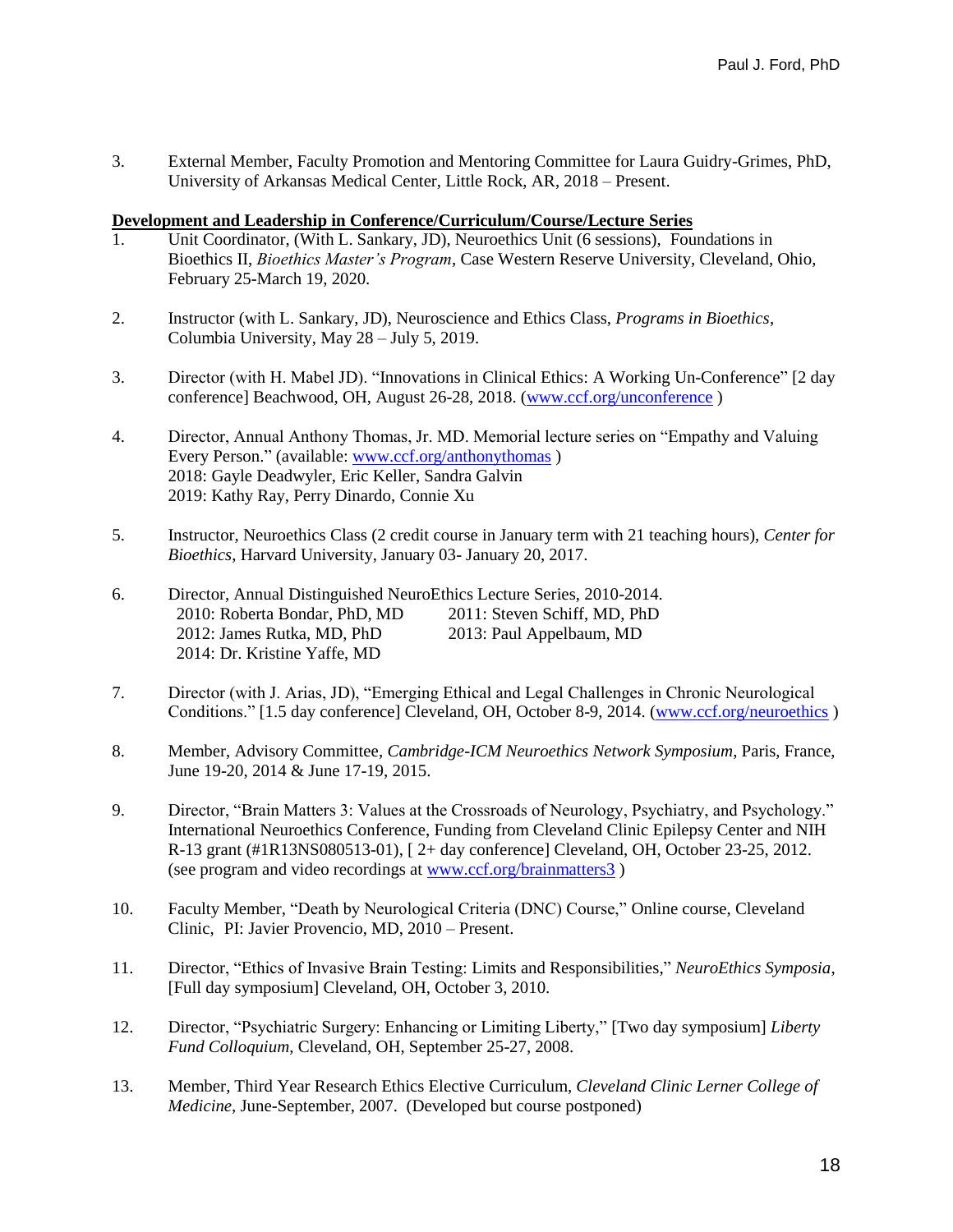3. External Member, Faculty Promotion and Mentoring Committee for Laura Guidry-Grimes, PhD, University of Arkansas Medical Center, Little Rock, AR, 2018 – Present.

**Development and Leadership in Conference/Curriculum/Course/Lecture Series**

1. Unit Coordinator, (With L. Sankary, JD), Neuroethics Unit (6 sessions), Foundations in Bioethics II, *Bioethics Master's Program*, Case Western Reserve University, Cleveland, Ohio, February 25-March 19, 2020.

2. Instructor (with L. Sankary, JD), Neuroscience and Ethics Class, *Programs in Bioethics*, Columbia University, May 28 – July 5, 2019.

3. Director (with H. Mabel JD). "Innovations in Clinical Ethics: A Working Un-Conference" [2 day conference] Beachwood, OH, August 26-28, 2018. (www.ccf.org/unconference )

4. Director, Annual Anthony Thomas, Jr. MD. Memorial lecture series on "Empathy and Valuing Every Person." (available: www.ccf.org/anthonythomas )
   2018: Gayle Deadwyler, Eric Keller, Sandra Galvin
   2019: Kathy Ray, Perry Dinardo, Connie Xu

5. Instructor, Neuroethics Class (2 credit course in January term with 21 teaching hours), *Center for Bioethics*, Harvard University, January 03- January 20, 2017.

6. Director, Annual Distinguished NeuroEthics Lecture Series, 2010-2014.
   2010: Roberta Bondar, PhD, MD
   2011: Steven Schiff, MD, PhD
   2012: James Rutka, MD, PhD
   2013: Paul Appelbaum, MD
   2014: Dr. Kristine Yaffe, MD

7. Director (with J. Arias, JD), "Emerging Ethical and Legal Challenges in Chronic Neurological Conditions." [1.5 day conference] Cleveland, OH, October 8-9, 2014. (www.ccf.org/neuroethics )

8. Member, Advisory Committee, *Cambridge-ICM Neuroethics Network Symposium*, Paris, France, June 19-20, 2014 & June 17-19, 2015.

9. Director, "Brain Matters 3: Values at the Crossroads of Neurology, Psychiatry, and Psychology." International Neuroethics Conference, Funding from Cleveland Clinic Epilepsy Center and NIH R-13 grant (#1R13NS080513-01), [ 2+ day conference] Cleveland, OH, October 23-25, 2012. (see program and video recordings at www.ccf.org/brainmatters3 )

10. Faculty Member, "Death by Neurological Criteria (DNC) Course," Online course, Cleveland Clinic, PI: Javier Provencio, MD, 2010 – Present.

11. Director, "Ethics of Invasive Brain Testing: Limits and Responsibilities," *NeuroEthics Symposia*, [Full day symposium] Cleveland, OH, October 3, 2010.

12. Director, "Psychiatric Surgery: Enhancing or Limiting Liberty," [Two day symposium] *Liberty Fund Colloquium*, Cleveland, OH, September 25-27, 2008.

13. Member, Third Year Research Ethics Elective Curriculum, *Cleveland Clinic Lerner College of Medicine*, June-September, 2007. (Developed but course postponed)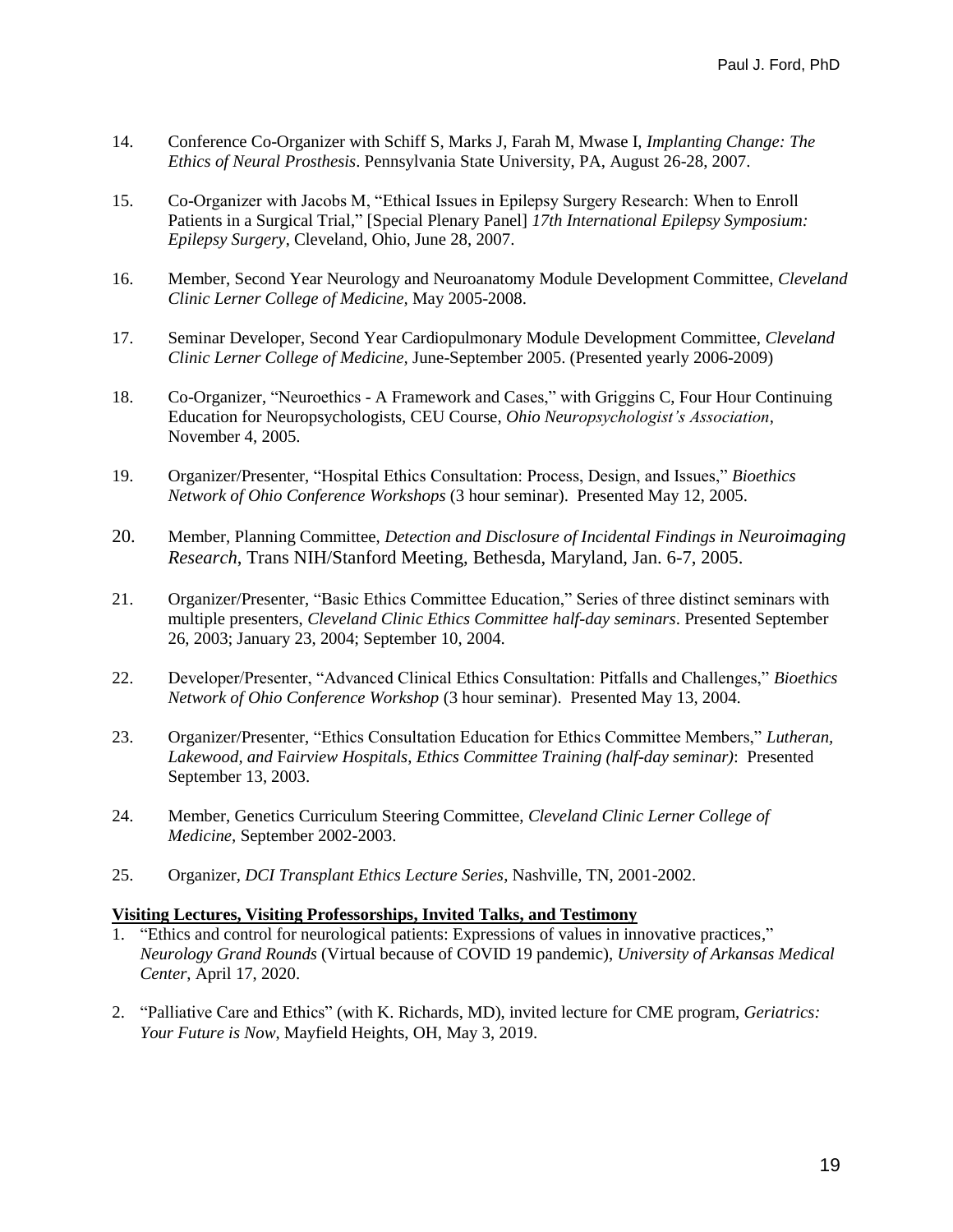14. Conference Co-Organizer with Schiff S, Marks J, Farah M, Mwase I, *Implanting Change: The Ethics of Neural Prosthesis*. Pennsylvania State University, PA, August 26-28, 2007.

15. Co-Organizer with Jacobs M, "Ethical Issues in Epilepsy Surgery Research: When to Enroll Patients in a Surgical Trial," [Special Plenary Panel] *17th International Epilepsy Symposium: Epilepsy Surgery*, Cleveland, Ohio, June 28, 2007.

16. Member, Second Year Neurology and Neuroanatomy Module Development Committee, *Cleveland Clinic Lerner College of Medicine*, May 2005-2008.

17. Seminar Developer, Second Year Cardiopulmonary Module Development Committee, *Cleveland Clinic Lerner College of Medicine*, June-September 2005. (Presented yearly 2006-2009)

18. Co-Organizer, "Neuroethics - A Framework and Cases," with Griggins C, Four Hour Continuing Education for Neuropsychologists, CEU Course, *Ohio Neuropsychologist's Association*, November 4, 2005.

19. Organizer/Presenter, "Hospital Ethics Consultation: Process, Design, and Issues," *Bioethics Network of Ohio Conference Workshops* (3 hour seminar). Presented May 12, 2005.

20. Member, Planning Committee, *Detection and Disclosure of Incidental Findings in Neuroimaging Research*, Trans NIH/Stanford Meeting, Bethesda, Maryland, Jan. 6-7, 2005.

21. Organizer/Presenter, "Basic Ethics Committee Education," Series of three distinct seminars with multiple presenters, *Cleveland Clinic Ethics Committee half-day seminars*. Presented September 26, 2003; January 23, 2004; September 10, 2004.

22. Developer/Presenter, "Advanced Clinical Ethics Consultation: Pitfalls and Challenges," *Bioethics Network of Ohio Conference Workshop* (3 hour seminar). Presented May 13, 2004.

23. Organizer/Presenter, "Ethics Consultation Education for Ethics Committee Members," *Lutheran, Lakewood, and Fairview Hospitals*, *Ethics Committee Training (half-day seminar)*: Presented September 13, 2003.

24. Member, Genetics Curriculum Steering Committee, *Cleveland Clinic Lerner College of Medicine*, September 2002-2003.

25. Organizer, *DCI Transplant Ethics Lecture Series*, Nashville, TN, 2001-2002.

**Visiting Lectures, Visiting Professorships, Invited Talks, and Testimony**

1. "Ethics and control for neurological patients: Expressions of values in innovative practices," *Neurology Grand Rounds* (Virtual because of COVID 19 pandemic), *University of Arkansas Medical Center*, April 17, 2020.

2. "Palliative Care and Ethics" (with K. Richards, MD), invited lecture for CME program, *Geriatrics: Your Future is Now*, Mayfield Heights, OH, May 3, 2019.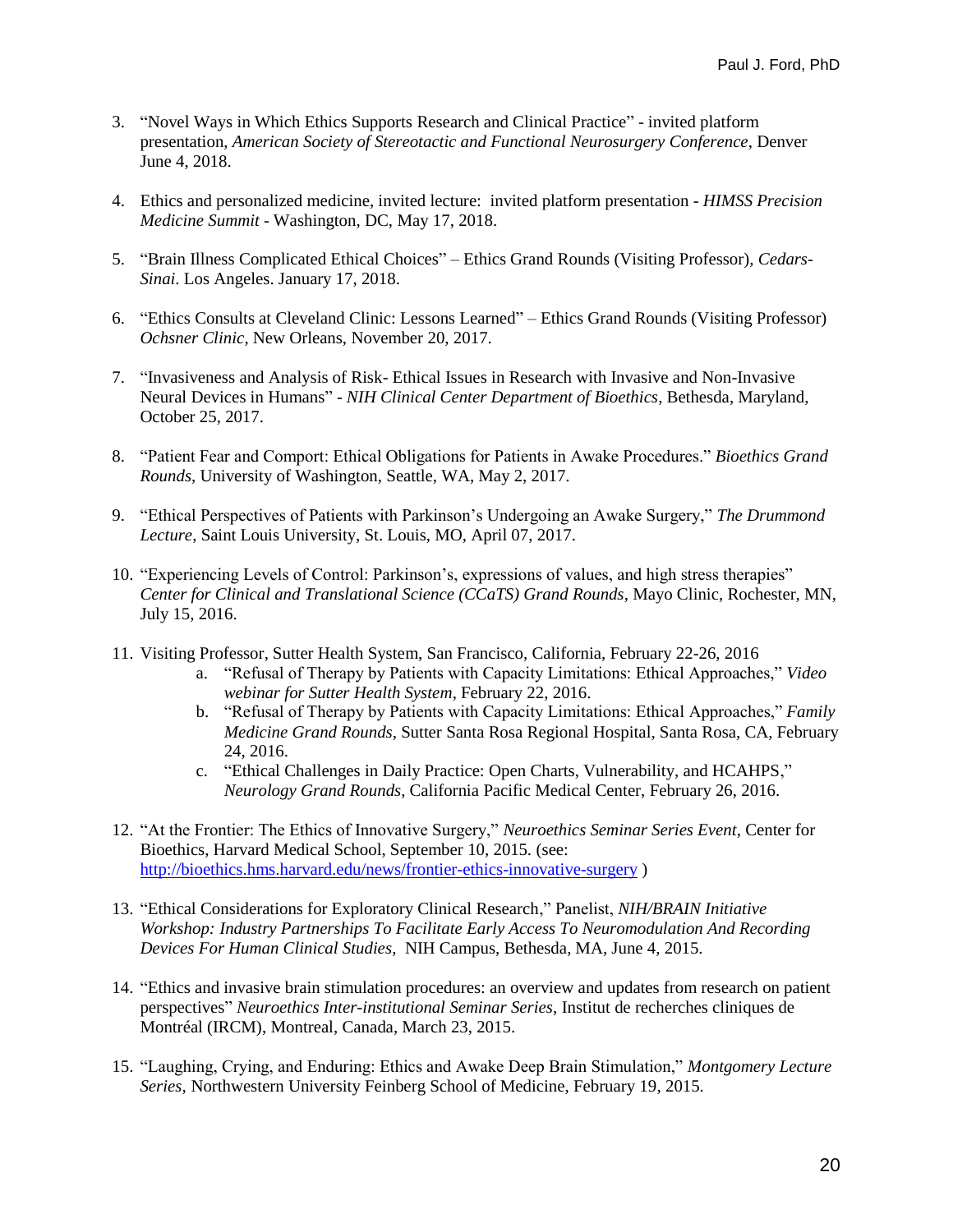3. "Novel Ways in Which Ethics Supports Research and Clinical Practice" - invited platform presentation, *American Society of Stereotactic and Functional Neurosurgery Conference*, Denver June 4, 2018.

4. Ethics and personalized medicine, invited lecture: invited platform presentation - *HIMSS Precision Medicine Summit* - Washington, DC, May 17, 2018.

5. "Brain Illness Complicated Ethical Choices" – Ethics Grand Rounds (Visiting Professor), *Cedars-Sinai*. Los Angeles. January 17, 2018.

6. "Ethics Consults at Cleveland Clinic: Lessons Learned" – Ethics Grand Rounds (Visiting Professor) *Ochsner Clinic*, New Orleans, November 20, 2017.

7. "Invasiveness and Analysis of Risk- Ethical Issues in Research with Invasive and Non-Invasive Neural Devices in Humans" - *NIH Clinical Center Department of Bioethics*, Bethesda, Maryland, October 25, 2017.

8. "Patient Fear and Comport: Ethical Obligations for Patients in Awake Procedures." *Bioethics Grand Rounds*, University of Washington, Seattle, WA, May 2, 2017.

9. "Ethical Perspectives of Patients with Parkinson's Undergoing an Awake Surgery," *The Drummond Lecture*, Saint Louis University, St. Louis, MO, April 07, 2017.

10. "Experiencing Levels of Control: Parkinson's, expressions of values, and high stress therapies" *Center for Clinical and Translational Science (CCaTS) Grand Rounds*, Mayo Clinic, Rochester, MN, July 15, 2016.

11. Visiting Professor, Sutter Health System, San Francisco, California, February 22-26, 2016
    a. "Refusal of Therapy by Patients with Capacity Limitations: Ethical Approaches," *Video webinar for Sutter Health System*, February 22, 2016.
    b. "Refusal of Therapy by Patients with Capacity Limitations: Ethical Approaches," *Family Medicine Grand Rounds*, Sutter Santa Rosa Regional Hospital, Santa Rosa, CA, February 24, 2016.
    c. "Ethical Challenges in Daily Practice: Open Charts, Vulnerability, and HCAHPS," *Neurology Grand Rounds*, California Pacific Medical Center, February 26, 2016.

12. "At the Frontier: The Ethics of Innovative Surgery," *Neuroethics Seminar Series Event*, Center for Bioethics, Harvard Medical School, September 10, 2015. (see: http://bioethics.hms.harvard.edu/news/frontier-ethics-innovative-surgery )

13. "Ethical Considerations for Exploratory Clinical Research," Panelist, *NIH/BRAIN Initiative Workshop: Industry Partnerships To Facilitate Early Access To Neuromodulation And Recording Devices For Human Clinical Studies*, NIH Campus, Bethesda, MA, June 4, 2015.

14. "Ethics and invasive brain stimulation procedures: an overview and updates from research on patient perspectives" *Neuroethics Inter-institutional Seminar Series*, Institut de recherches cliniques de Montréal (IRCM), Montreal, Canada, March 23, 2015.

15. "Laughing, Crying, and Enduring: Ethics and Awake Deep Brain Stimulation," *Montgomery Lecture Series*, Northwestern University Feinberg School of Medicine, February 19, 2015.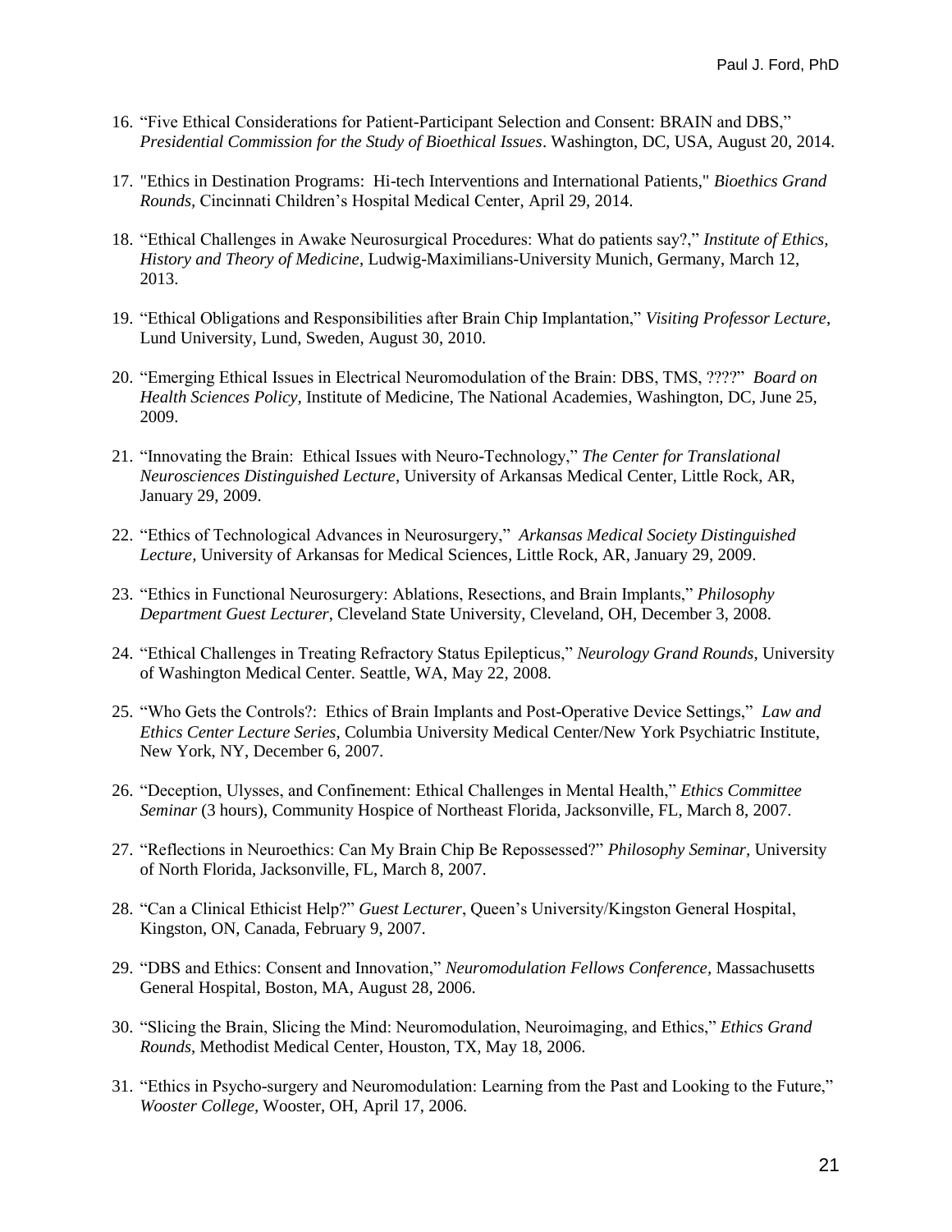16. "Five Ethical Considerations for Patient-Participant Selection and Consent: BRAIN and DBS," *Presidential Commission for the Study of Bioethical Issues*. Washington, DC, USA, August 20, 2014.

17. "Ethics in Destination Programs: Hi-tech Interventions and International Patients," *Bioethics Grand Rounds*, Cincinnati Children's Hospital Medical Center, April 29, 2014.

18. "Ethical Challenges in Awake Neurosurgical Procedures: What do patients say?," *Institute of Ethics, History and Theory of Medicine*, Ludwig-Maximilians-University Munich, Germany, March 12, 2013.

19. "Ethical Obligations and Responsibilities after Brain Chip Implantation," *Visiting Professor Lecture*, Lund University, Lund, Sweden, August 30, 2010.

20. "Emerging Ethical Issues in Electrical Neuromodulation of the Brain: DBS, TMS, ????" *Board on Health Sciences Policy*, Institute of Medicine, The National Academies, Washington, DC, June 25, 2009.

21. "Innovating the Brain: Ethical Issues with Neuro-Technology," *The Center for Translational Neurosciences Distinguished Lecture*, University of Arkansas Medical Center, Little Rock, AR, January 29, 2009.

22. "Ethics of Technological Advances in Neurosurgery," *Arkansas Medical Society Distinguished Lecture*, University of Arkansas for Medical Sciences, Little Rock, AR, January 29, 2009.

23. "Ethics in Functional Neurosurgery: Ablations, Resections, and Brain Implants," *Philosophy Department Guest Lecturer*, Cleveland State University, Cleveland, OH, December 3, 2008.

24. "Ethical Challenges in Treating Refractory Status Epilepticus," *Neurology Grand Rounds*, University of Washington Medical Center. Seattle, WA, May 22, 2008.

25. "Who Gets the Controls?: Ethics of Brain Implants and Post-Operative Device Settings," *Law and Ethics Center Lecture Series*, Columbia University Medical Center/New York Psychiatric Institute, New York, NY, December 6, 2007.

26. "Deception, Ulysses, and Confinement: Ethical Challenges in Mental Health," *Ethics Committee Seminar* (3 hours), Community Hospice of Northeast Florida, Jacksonville, FL, March 8, 2007.

27. "Reflections in Neuroethics: Can My Brain Chip Be Repossessed?" *Philosophy Seminar*, University of North Florida, Jacksonville, FL, March 8, 2007.

28. "Can a Clinical Ethicist Help?" *Guest Lecturer*, Queen's University/Kingston General Hospital, Kingston, ON, Canada, February 9, 2007.

29. "DBS and Ethics: Consent and Innovation," *Neuromodulation Fellows Conference*, Massachusetts General Hospital, Boston, MA, August 28, 2006.

30. "Slicing the Brain, Slicing the Mind: Neuromodulation, Neuroimaging, and Ethics," *Ethics Grand Rounds*, Methodist Medical Center, Houston, TX, May 18, 2006.

31. "Ethics in Psycho-surgery and Neuromodulation: Learning from the Past and Looking to the Future," *Wooster College*, Wooster, OH, April 17, 2006.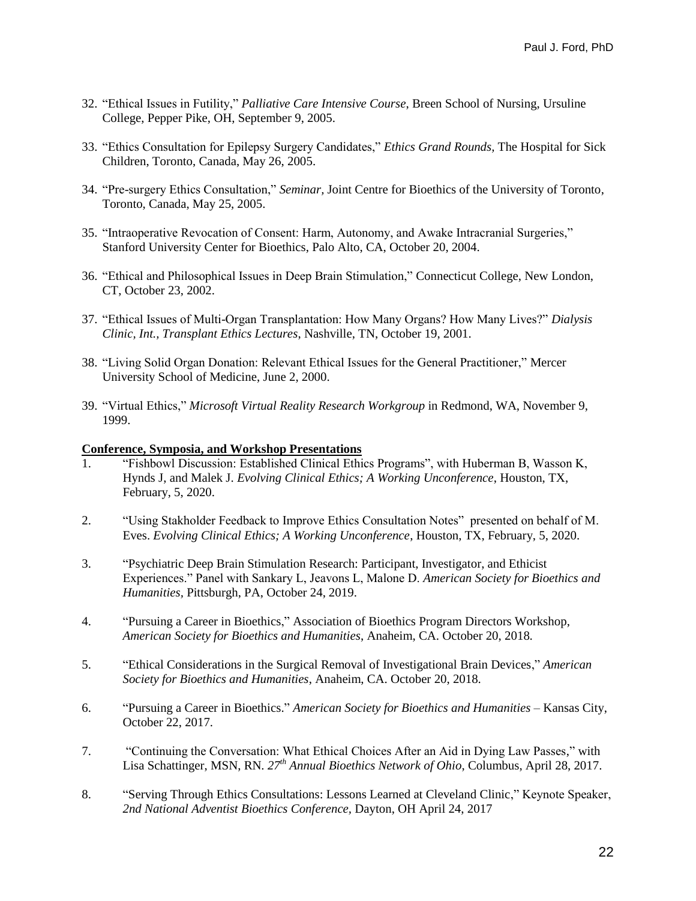32. "Ethical Issues in Futility," *Palliative Care Intensive Course*, Breen School of Nursing, Ursuline College, Pepper Pike, OH, September 9, 2005.

33. "Ethics Consultation for Epilepsy Surgery Candidates," *Ethics Grand Rounds*, The Hospital for Sick Children, Toronto, Canada, May 26, 2005.

34. "Pre-surgery Ethics Consultation," *Seminar*, Joint Centre for Bioethics of the University of Toronto, Toronto, Canada, May 25, 2005.

35. "Intraoperative Revocation of Consent: Harm, Autonomy, and Awake Intracranial Surgeries," Stanford University Center for Bioethics, Palo Alto, CA, October 20, 2004.

36. "Ethical and Philosophical Issues in Deep Brain Stimulation," Connecticut College, New London, CT, October 23, 2002.

37. "Ethical Issues of Multi-Organ Transplantation: How Many Organs? How Many Lives?" *Dialysis Clinic, Int., Transplant Ethics Lectures*, Nashville, TN, October 19, 2001.

38. "Living Solid Organ Donation: Relevant Ethical Issues for the General Practitioner," Mercer University School of Medicine, June 2, 2000.

39. "Virtual Ethics," *Microsoft Virtual Reality Research Workgroup* in Redmond, WA, November 9, 1999.

**Conference, Symposia, and Workshop Presentations**

1. "Fishbowl Discussion: Established Clinical Ethics Programs", with Huberman B, Wasson K, Hynds J, and Malek J. *Evolving Clinical Ethics; A Working Unconference*, Houston, TX, February, 5, 2020.

2. "Using Stakholder Feedback to Improve Ethics Consultation Notes" presented on behalf of M. Eves. *Evolving Clinical Ethics; A Working Unconference*, Houston, TX, February, 5, 2020.

3. "Psychiatric Deep Brain Stimulation Research: Participant, Investigator, and Ethicist Experiences." Panel with Sankary L, Jeavons L, Malone D. *American Society for Bioethics and Humanities*, Pittsburgh, PA, October 24, 2019.

4. "Pursuing a Career in Bioethics," Association of Bioethics Program Directors Workshop, *American Society for Bioethics and Humanities*, Anaheim, CA. October 20, 2018.

5. "Ethical Considerations in the Surgical Removal of Investigational Brain Devices," *American Society for Bioethics and Humanities*, Anaheim, CA. October 20, 2018.

6. "Pursuing a Career in Bioethics." *American Society for Bioethics and Humanities* – Kansas City, October 22, 2017.

7. "Continuing the Conversation: What Ethical Choices After an Aid in Dying Law Passes," with Lisa Schattinger, MSN, RN. *27th Annual Bioethics Network of Ohio*, Columbus, April 28, 2017.

8. "Serving Through Ethics Consultations: Lessons Learned at Cleveland Clinic," Keynote Speaker, *2nd National Adventist Bioethics Conference*, Dayton, OH April 24, 2017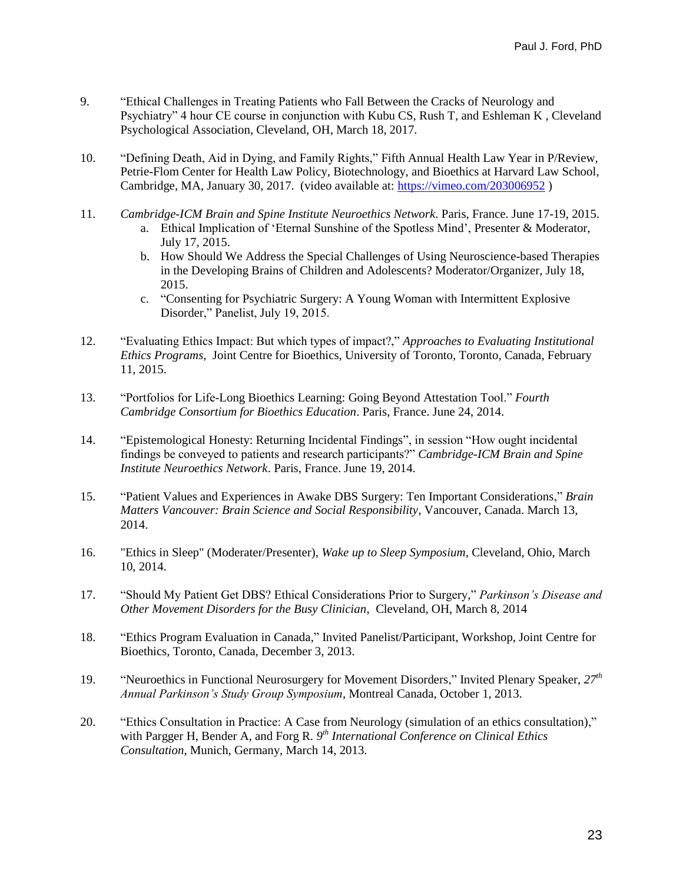9. "Ethical Challenges in Treating Patients who Fall Between the Cracks of Neurology and Psychiatry" 4 hour CE course in conjunction with Kubu CS, Rush T, and Eshleman K , Cleveland Psychological Association, Cleveland, OH, March 18, 2017.

10. "Defining Death, Aid in Dying, and Family Rights," Fifth Annual Health Law Year in P/Review, Petrie-Flom Center for Health Law Policy, Biotechnology, and Bioethics at Harvard Law School, Cambridge, MA, January 30, 2017. (video available at: https://vimeo.com/203006952 )

11. *Cambridge-ICM Brain and Spine Institute Neuroethics Network*. Paris, France. June 17-19, 2015.
    a. Ethical Implication of 'Eternal Sunshine of the Spotless Mind', Presenter & Moderator, July 17, 2015.
    b. How Should We Address the Special Challenges of Using Neuroscience-based Therapies in the Developing Brains of Children and Adolescents? Moderator/Organizer, July 18, 2015.
    c. "Consenting for Psychiatric Surgery: A Young Woman with Intermittent Explosive Disorder," Panelist, July 19, 2015.

12. "Evaluating Ethics Impact: But which types of impact?," *Approaches to Evaluating Institutional Ethics Programs*, Joint Centre for Bioethics, University of Toronto, Toronto, Canada, February 11, 2015.

13. "Portfolios for Life-Long Bioethics Learning: Going Beyond Attestation Tool." *Fourth Cambridge Consortium for Bioethics Education*. Paris, France. June 24, 2014.

14. "Epistemological Honesty: Returning Incidental Findings", in session "How ought incidental findings be conveyed to patients and research participants?" *Cambridge-ICM Brain and Spine Institute Neuroethics Network*. Paris, France. June 19, 2014.

15. "Patient Values and Experiences in Awake DBS Surgery: Ten Important Considerations," *Brain Matters Vancouver: Brain Science and Social Responsibility*, Vancouver, Canada. March 13, 2014.

16. "Ethics in Sleep" (Moderater/Presenter), *Wake up to Sleep Symposium*, Cleveland, Ohio, March 10, 2014.

17. "Should My Patient Get DBS? Ethical Considerations Prior to Surgery," *Parkinson's Disease and Other Movement Disorders for the Busy Clinician*, Cleveland, OH, March 8, 2014

18. "Ethics Program Evaluation in Canada," Invited Panelist/Participant, Workshop, Joint Centre for Bioethics, Toronto, Canada, December 3, 2013.

19. "Neuroethics in Functional Neurosurgery for Movement Disorders," Invited Plenary Speaker, *27th Annual Parkinson's Study Group Symposium*, Montreal Canada, October 1, 2013.

20. "Ethics Consultation in Practice: A Case from Neurology (simulation of an ethics consultation)," with Pargger H, Bender A, and Forg R. *9th International Conference on Clinical Ethics Consultation*, Munich, Germany, March 14, 2013.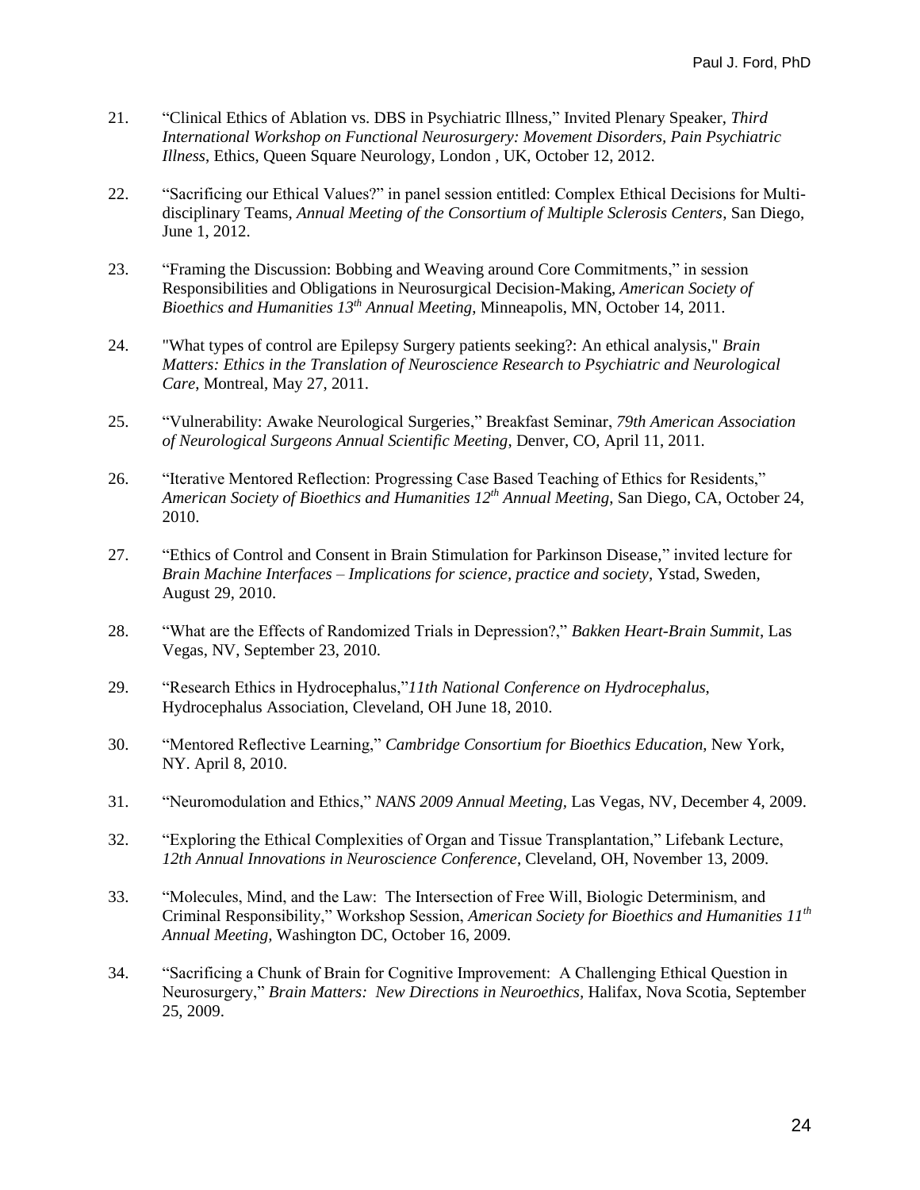21. "Clinical Ethics of Ablation vs. DBS in Psychiatric Illness," Invited Plenary Speaker, *Third International Workshop on Functional Neurosurgery: Movement Disorders, Pain Psychiatric Illness*, Ethics, Queen Square Neurology, London , UK, October 12, 2012.

22. "Sacrificing our Ethical Values?" in panel session entitled: Complex Ethical Decisions for Multi-disciplinary Teams, *Annual Meeting of the Consortium of Multiple Sclerosis Centers*, San Diego, June 1, 2012.

23. "Framing the Discussion: Bobbing and Weaving around Core Commitments," in session Responsibilities and Obligations in Neurosurgical Decision-Making, *American Society of Bioethics and Humanities 13th Annual Meeting*, Minneapolis, MN, October 14, 2011.

24. "What types of control are Epilepsy Surgery patients seeking?: An ethical analysis," *Brain Matters: Ethics in the Translation of Neuroscience Research to Psychiatric and Neurological Care*, Montreal, May 27, 2011.

25. "Vulnerability: Awake Neurological Surgeries," Breakfast Seminar, *79th American Association of Neurological Surgeons Annual Scientific Meeting*, Denver, CO, April 11, 2011.

26. "Iterative Mentored Reflection: Progressing Case Based Teaching of Ethics for Residents," *American Society of Bioethics and Humanities 12th Annual Meeting*, San Diego, CA, October 24, 2010.

27. "Ethics of Control and Consent in Brain Stimulation for Parkinson Disease," invited lecture for *Brain Machine Interfaces – Implications for science, practice and society*, Ystad, Sweden, August 29, 2010.

28. "What are the Effects of Randomized Trials in Depression?," *Bakken Heart-Brain Summit*, Las Vegas, NV, September 23, 2010.

29. "Research Ethics in Hydrocephalus,"*11th National Conference on Hydrocephalus,* Hydrocephalus Association, Cleveland, OH June 18, 2010.

30. "Mentored Reflective Learning," *Cambridge Consortium for Bioethics Education,* New York, NY. April 8, 2010.

31. "Neuromodulation and Ethics," *NANS 2009 Annual Meeting*, Las Vegas, NV, December 4, 2009.

32. "Exploring the Ethical Complexities of Organ and Tissue Transplantation," Lifebank Lecture, *12th Annual Innovations in Neuroscience Conference,* Cleveland, OH, November 13, 2009.

33. "Molecules, Mind, and the Law: The Intersection of Free Will, Biologic Determinism, and Criminal Responsibility," Workshop Session, *American Society for Bioethics and Humanities 11th Annual Meeting,* Washington DC, October 16, 2009.

34. "Sacrificing a Chunk of Brain for Cognitive Improvement: A Challenging Ethical Question in Neurosurgery," *Brain Matters: New Directions in Neuroethics,* Halifax, Nova Scotia, September 25, 2009.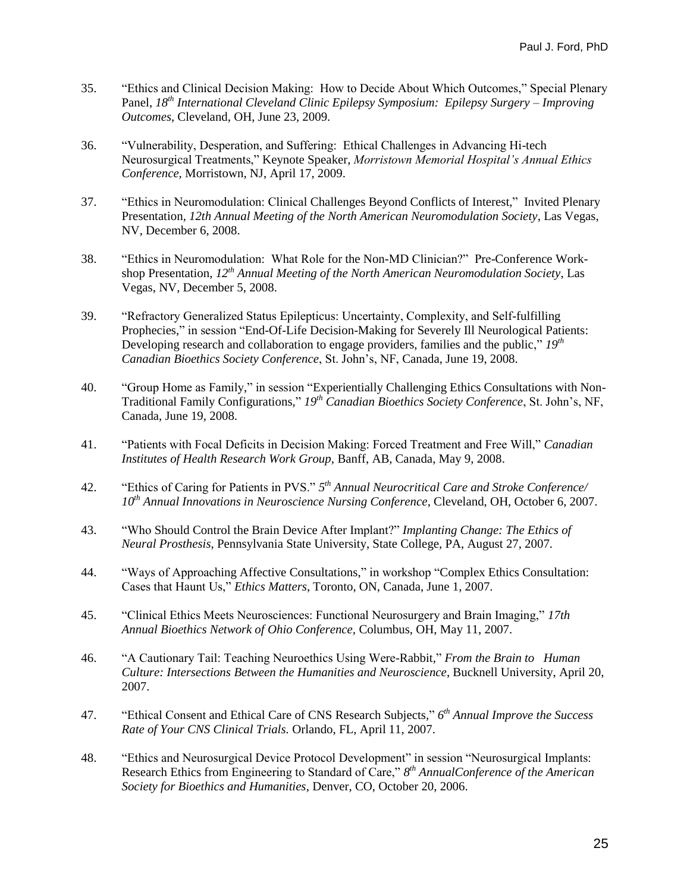35. "Ethics and Clinical Decision Making: How to Decide About Which Outcomes," Special Plenary Panel, *18th International Cleveland Clinic Epilepsy Symposium: Epilepsy Surgery – Improving Outcomes*, Cleveland, OH, June 23, 2009.

36. "Vulnerability, Desperation, and Suffering: Ethical Challenges in Advancing Hi-tech Neurosurgical Treatments," Keynote Speaker, *Morristown Memorial Hospital's Annual Ethics Conference,* Morristown, NJ, April 17, 2009.

37. "Ethics in Neuromodulation: Clinical Challenges Beyond Conflicts of Interest," Invited Plenary Presentation, *12th Annual Meeting of the North American Neuromodulation Society*, Las Vegas, NV, December 6, 2008.

38. "Ethics in Neuromodulation: What Role for the Non-MD Clinician?" Pre-Conference Work-shop Presentation, *12th Annual Meeting of the North American Neuromodulation Society*, Las Vegas, NV, December 5, 2008.

39. "Refractory Generalized Status Epilepticus: Uncertainty, Complexity, and Self-fulfilling Prophecies," in session "End-Of-Life Decision-Making for Severely Ill Neurological Patients: Developing research and collaboration to engage providers, families and the public," *19th Canadian Bioethics Society Conference*, St. John's, NF, Canada, June 19, 2008.

40. "Group Home as Family," in session "Experientially Challenging Ethics Consultations with Non-Traditional Family Configurations," *19th Canadian Bioethics Society Conference*, St. John's, NF, Canada, June 19, 2008.

41. "Patients with Focal Deficits in Decision Making: Forced Treatment and Free Will," *Canadian Institutes of Health Research Work Group,* Banff, AB, Canada, May 9, 2008.

42. "Ethics of Caring for Patients in PVS." *5th Annual Neurocritical Care and Stroke Conference/ 10th Annual Innovations in Neuroscience Nursing Conference*, Cleveland, OH, October 6, 2007.

43. "Who Should Control the Brain Device After Implant?" *Implanting Change: The Ethics of Neural Prosthesis*, Pennsylvania State University, State College, PA, August 27, 2007.

44. "Ways of Approaching Affective Consultations," in workshop "Complex Ethics Consultation: Cases that Haunt Us," *Ethics Matters*, Toronto, ON, Canada, June 1, 2007.

45. "Clinical Ethics Meets Neurosciences: Functional Neurosurgery and Brain Imaging," *17th Annual Bioethics Network of Ohio Conference,* Columbus, OH, May 11, 2007.

46. "A Cautionary Tail: Teaching Neuroethics Using Were-Rabbit," *From the Brain to Human Culture: Intersections Between the Humanities and Neuroscience*, Bucknell University, April 20, 2007.

47. "Ethical Consent and Ethical Care of CNS Research Subjects," *6th Annual Improve the Success Rate of Your CNS Clinical Trials.* Orlando, FL, April 11, 2007.

48. "Ethics and Neurosurgical Device Protocol Development" in session "Neurosurgical Implants: Research Ethics from Engineering to Standard of Care," *8th AnnualConference of the American Society for Bioethics and Humanities*, Denver, CO, October 20, 2006.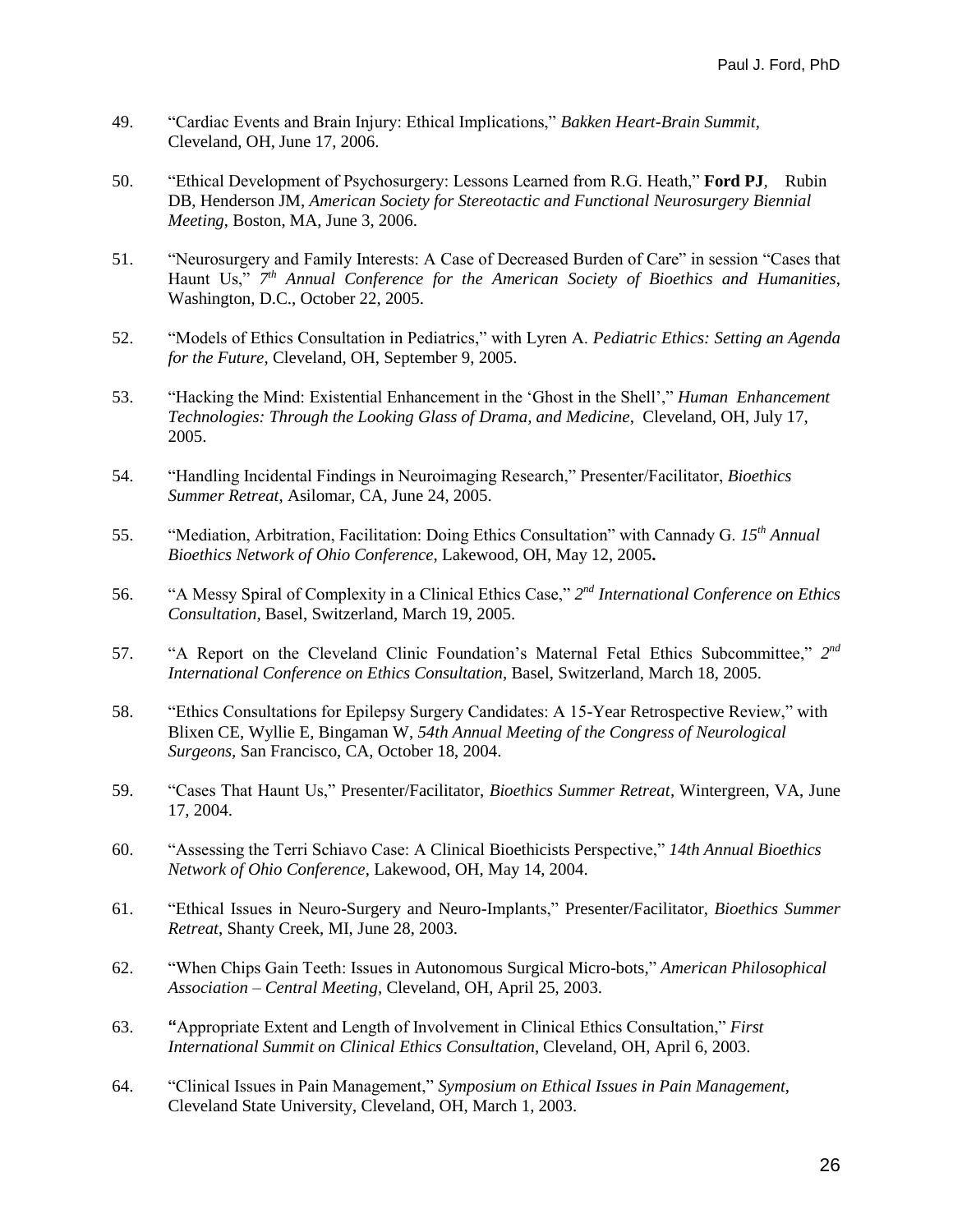49. "Cardiac Events and Brain Injury: Ethical Implications," *Bakken Heart-Brain Summit*, Cleveland, OH, June 17, 2006.

50. "Ethical Development of Psychosurgery: Lessons Learned from R.G. Heath," **Ford PJ**, Rubin DB, Henderson JM, *American Society for Stereotactic and Functional Neurosurgery Biennial Meeting*, Boston, MA, June 3, 2006.

51. "Neurosurgery and Family Interests: A Case of Decreased Burden of Care" in session "Cases that Haunt Us," *7th Annual Conference for the American Society of Bioethics and Humanities*, Washington, D.C., October 22, 2005.

52. "Models of Ethics Consultation in Pediatrics," with Lyren A. *Pediatric Ethics: Setting an Agenda for the Future*, Cleveland, OH, September 9, 2005.

53. "Hacking the Mind: Existential Enhancement in the 'Ghost in the Shell'," *Human Enhancement Technologies: Through the Looking Glass of Drama, and Medicine*, Cleveland, OH, July 17, 2005.

54. "Handling Incidental Findings in Neuroimaging Research," Presenter/Facilitator, *Bioethics Summer Retreat*, Asilomar, CA, June 24, 2005.

55. "Mediation, Arbitration, Facilitation: Doing Ethics Consultation" with Cannady G. *15th Annual Bioethics Network of Ohio Conference*, Lakewood, OH, May 12, 2005**.**

56. "A Messy Spiral of Complexity in a Clinical Ethics Case," *2nd International Conference on Ethics Consultation*, Basel, Switzerland, March 19, 2005.

57. "A Report on the Cleveland Clinic Foundation's Maternal Fetal Ethics Subcommittee," *2nd International Conference on Ethics Consultation*, Basel, Switzerland, March 18, 2005.

58. "Ethics Consultations for Epilepsy Surgery Candidates: A 15-Year Retrospective Review," with Blixen CE, Wyllie E, Bingaman W, *54th Annual Meeting of the Congress of Neurological Surgeons*, San Francisco, CA, October 18, 2004.

59. "Cases That Haunt Us," Presenter/Facilitator, *Bioethics Summer Retreat*, Wintergreen, VA, June 17, 2004.

60. "Assessing the Terri Schiavo Case: A Clinical Bioethicists Perspective," *14th Annual Bioethics Network of Ohio Conference*, Lakewood, OH, May 14, 2004.

61. "Ethical Issues in Neuro-Surgery and Neuro-Implants," Presenter/Facilitator, *Bioethics Summer Retreat*, Shanty Creek, MI, June 28, 2003.

62. "When Chips Gain Teeth: Issues in Autonomous Surgical Micro-bots," *American Philosophical Association – Central Meeting*, Cleveland, OH, April 25, 2003.

63. **"**Appropriate Extent and Length of Involvement in Clinical Ethics Consultation," *First International Summit on Clinical Ethics Consultation*, Cleveland, OH, April 6, 2003.

64. "Clinical Issues in Pain Management," *Symposium on Ethical Issues in Pain Management*, Cleveland State University, Cleveland, OH, March 1, 2003.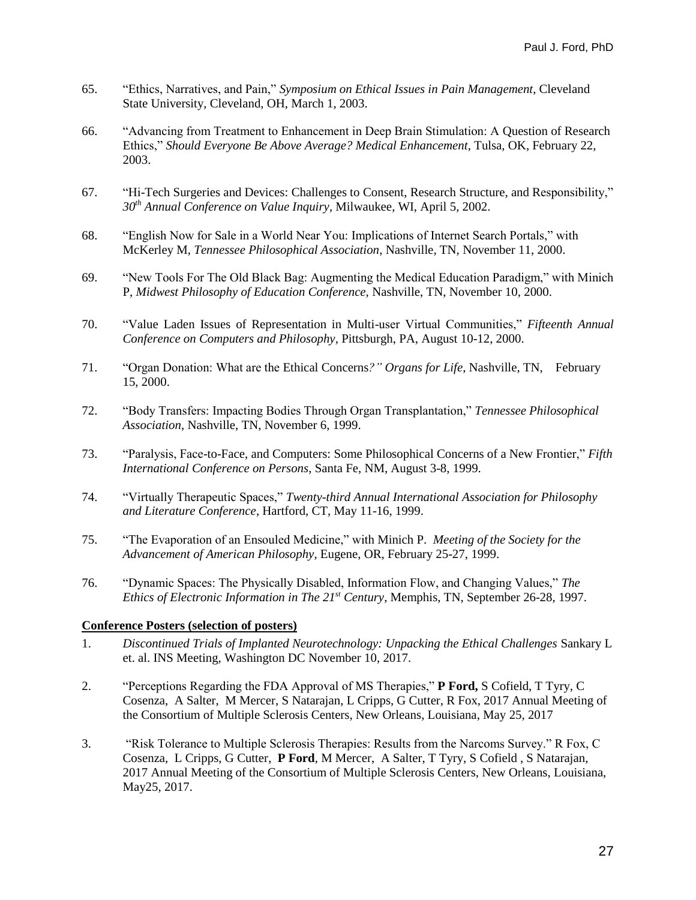65. "Ethics, Narratives, and Pain," *Symposium on Ethical Issues in Pain Management*, Cleveland State University, Cleveland, OH, March 1, 2003.

66. "Advancing from Treatment to Enhancement in Deep Brain Stimulation: A Question of Research Ethics," *Should Everyone Be Above Average? Medical Enhancement*, Tulsa, OK, February 22, 2003.

67. "Hi-Tech Surgeries and Devices: Challenges to Consent, Research Structure, and Responsibility," *30th Annual Conference on Value Inquiry*, Milwaukee, WI, April 5, 2002.

68. "English Now for Sale in a World Near You: Implications of Internet Search Portals," with McKerley M, *Tennessee Philosophical Association*, Nashville, TN, November 11, 2000.

69. "New Tools For The Old Black Bag: Augmenting the Medical Education Paradigm," with Minich P, *Midwest Philosophy of Education Conference,* Nashville, TN, November 10, 2000.

70. "Value Laden Issues of Representation in Multi-user Virtual Communities," *Fifteenth Annual Conference on Computers and Philosophy*, Pittsburgh, PA, August 10-12, 2000.

71. "Organ Donation: What are the Ethical Concerns*?" Organs for Life*, Nashville, TN, February 15, 2000.

72. "Body Transfers: Impacting Bodies Through Organ Transplantation," *Tennessee Philosophical Association*, Nashville, TN, November 6, 1999.

73. "Paralysis, Face-to-Face, and Computers: Some Philosophical Concerns of a New Frontier," *Fifth International Conference on Persons*, Santa Fe, NM, August 3-8, 1999.

74. "Virtually Therapeutic Spaces," *Twenty-third Annual International Association for Philosophy and Literature Conference*, Hartford, CT, May 11-16, 1999.

75. "The Evaporation of an Ensouled Medicine," with Minich P. *Meeting of the Society for the Advancement of American Philosophy*, Eugene, OR, February 25-27, 1999.

76. "Dynamic Spaces: The Physically Disabled, Information Flow, and Changing Values," *The Ethics of Electronic Information in The 21st Century*, Memphis, TN, September 26-28, 1997.

**Conference Posters (selection of posters)**

1. *Discontinued Trials of Implanted Neurotechnology: Unpacking the Ethical Challenges* Sankary L et. al. INS Meeting, Washington DC November 10, 2017.

2. "Perceptions Regarding the FDA Approval of MS Therapies," **P Ford,** S Cofield, T Tyry, C Cosenza, A Salter, M Mercer, S Natarajan, L Cripps, G Cutter, R Fox, 2017 Annual Meeting of the Consortium of Multiple Sclerosis Centers, New Orleans, Louisiana, May 25, 2017

3. "Risk Tolerance to Multiple Sclerosis Therapies: Results from the Narcoms Survey." R Fox, C Cosenza, L Cripps, G Cutter, **P Ford**, M Mercer, A Salter, T Tyry, S Cofield , S Natarajan, 2017 Annual Meeting of the Consortium of Multiple Sclerosis Centers, New Orleans, Louisiana, May25, 2017.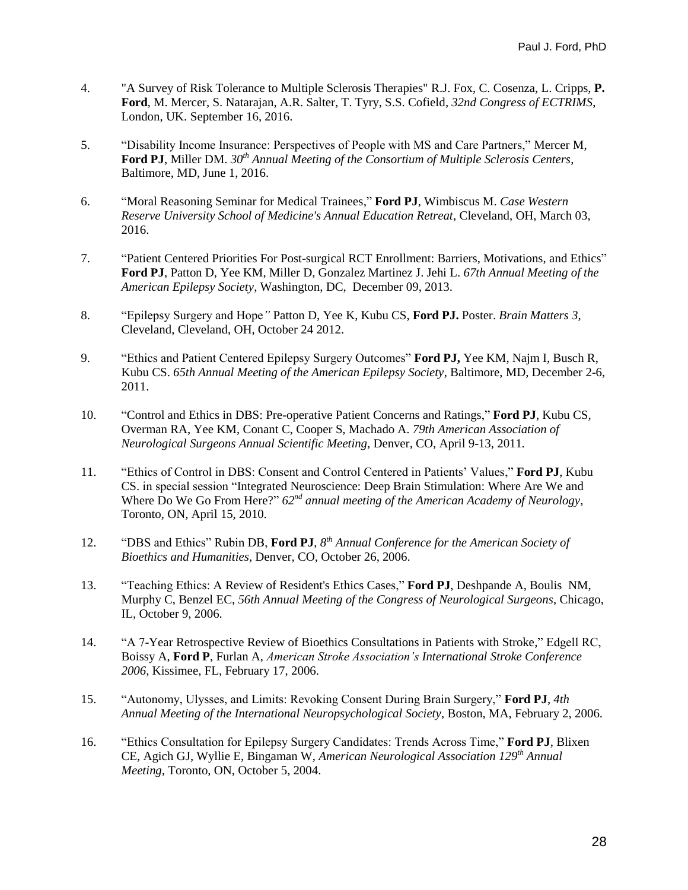4. "A Survey of Risk Tolerance to Multiple Sclerosis Therapies" R.J. Fox, C. Cosenza, L. Cripps, **P. Ford**, M. Mercer, S. Natarajan, A.R. Salter, T. Tyry, S.S. Cofield, *32nd Congress of ECTRIMS*, London, UK. September 16, 2016.

5. "Disability Income Insurance: Perspectives of People with MS and Care Partners," Mercer M, **Ford PJ**, Miller DM. *30th Annual Meeting of the Consortium of Multiple Sclerosis Centers*, Baltimore, MD, June 1, 2016.

6. "Moral Reasoning Seminar for Medical Trainees," **Ford PJ**, Wimbiscus M. *Case Western Reserve University School of Medicine's Annual Education Retreat*, Cleveland, OH, March 03, 2016.

7. "Patient Centered Priorities For Post-surgical RCT Enrollment: Barriers, Motivations, and Ethics" **Ford PJ**, Patton D, Yee KM, Miller D, Gonzalez Martinez J. Jehi L. *67th Annual Meeting of the American Epilepsy Society*, Washington, DC, December 09, 2013.

8. "Epilepsy Surgery and Hope*"* Patton D, Yee K, Kubu CS, **Ford PJ.** Poster. *Brain Matters 3,* Cleveland, Cleveland, OH, October 24 2012.

9. "Ethics and Patient Centered Epilepsy Surgery Outcomes" **Ford PJ,** Yee KM, Najm I, Busch R, Kubu CS. *65th Annual Meeting of the American Epilepsy Society*, Baltimore, MD, December 2-6, 2011.

10. "Control and Ethics in DBS: Pre-operative Patient Concerns and Ratings," **Ford PJ**, Kubu CS, Overman RA, Yee KM, Conant C, Cooper S, Machado A. *79th American Association of Neurological Surgeons Annual Scientific Meeting*, Denver, CO, April 9-13, 2011.

11. "Ethics of Control in DBS: Consent and Control Centered in Patients' Values," **Ford PJ**, Kubu CS. in special session "Integrated Neuroscience: Deep Brain Stimulation: Where Are We and Where Do We Go From Here?" *62nd annual meeting of the American Academy of Neurology*, Toronto, ON, April 15, 2010.

12. "DBS and Ethics" Rubin DB, **Ford PJ**, *8th Annual Conference for the American Society of Bioethics and Humanities*, Denver, CO, October 26, 2006.

13. "Teaching Ethics: A Review of Resident's Ethics Cases," **Ford PJ**, Deshpande A, Boulis NM, Murphy C, Benzel EC, *56th Annual Meeting of the Congress of Neurological Surgeons*, Chicago, IL, October 9, 2006.

14. "A 7-Year Retrospective Review of Bioethics Consultations in Patients with Stroke," Edgell RC, Boissy A, **Ford P**, Furlan A, *American Stroke Association's International Stroke Conference 2006*, Kissimee, FL, February 17, 2006.

15. "Autonomy, Ulysses, and Limits: Revoking Consent During Brain Surgery," **Ford PJ**, *4th Annual Meeting of the International Neuropsychological Society*, Boston, MA, February 2, 2006.

16. "Ethics Consultation for Epilepsy Surgery Candidates: Trends Across Time," **Ford PJ**, Blixen CE, Agich GJ, Wyllie E, Bingaman W, *American Neurological Association 129th Annual Meeting*, Toronto, ON, October 5, 2004.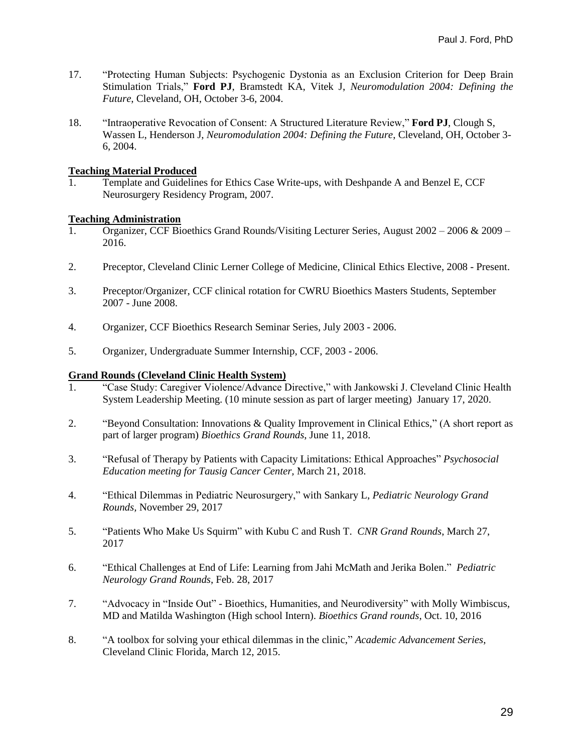17. "Protecting Human Subjects: Psychogenic Dystonia as an Exclusion Criterion for Deep Brain Stimulation Trials," **Ford PJ**, Bramstedt KA, Vitek J, *Neuromodulation 2004: Defining the Future*, Cleveland, OH, October 3-6, 2004.

18. "Intraoperative Revocation of Consent: A Structured Literature Review," **Ford PJ**, Clough S, Wassen L, Henderson J, *Neuromodulation 2004: Defining the Future*, Cleveland, OH, October 3-6, 2004.

**Teaching Material Produced**

1. Template and Guidelines for Ethics Case Write-ups, with Deshpande A and Benzel E, CCF Neurosurgery Residency Program, 2007.

**Teaching Administration**

1. Organizer, CCF Bioethics Grand Rounds/Visiting Lecturer Series, August 2002 – 2006 & 2009 – 2016.

2. Preceptor, Cleveland Clinic Lerner College of Medicine, Clinical Ethics Elective, 2008 - Present.

3. Preceptor/Organizer, CCF clinical rotation for CWRU Bioethics Masters Students, September 2007 - June 2008.

4. Organizer, CCF Bioethics Research Seminar Series, July 2003 - 2006.

5. Organizer, Undergraduate Summer Internship, CCF, 2003 - 2006.

**Grand Rounds (Cleveland Clinic Health System)**

1. "Case Study: Caregiver Violence/Advance Directive," with Jankowski J. Cleveland Clinic Health System Leadership Meeting. (10 minute session as part of larger meeting) January 17, 2020.

2. "Beyond Consultation: Innovations & Quality Improvement in Clinical Ethics," (A short report as part of larger program) *Bioethics Grand Rounds*, June 11, 2018.

3. "Refusal of Therapy by Patients with Capacity Limitations: Ethical Approaches" *Psychosocial Education meeting for Tausig Cancer Center,* March 21, 2018.

4. "Ethical Dilemmas in Pediatric Neurosurgery," with Sankary L, *Pediatric Neurology Grand Rounds,* November 29, 2017

5. "Patients Who Make Us Squirm" with Kubu C and Rush T. *CNR Grand Rounds*, March 27, 2017

6. "Ethical Challenges at End of Life: Learning from Jahi McMath and Jerika Bolen." *Pediatric Neurology Grand Rounds*, Feb. 28, 2017

7. "Advocacy in "Inside Out" - Bioethics, Humanities, and Neurodiversity" with Molly Wimbiscus, MD and Matilda Washington (High school Intern). *Bioethics Grand rounds*, Oct. 10, 2016

8. "A toolbox for solving your ethical dilemmas in the clinic," *Academic Advancement Series*, Cleveland Clinic Florida, March 12, 2015.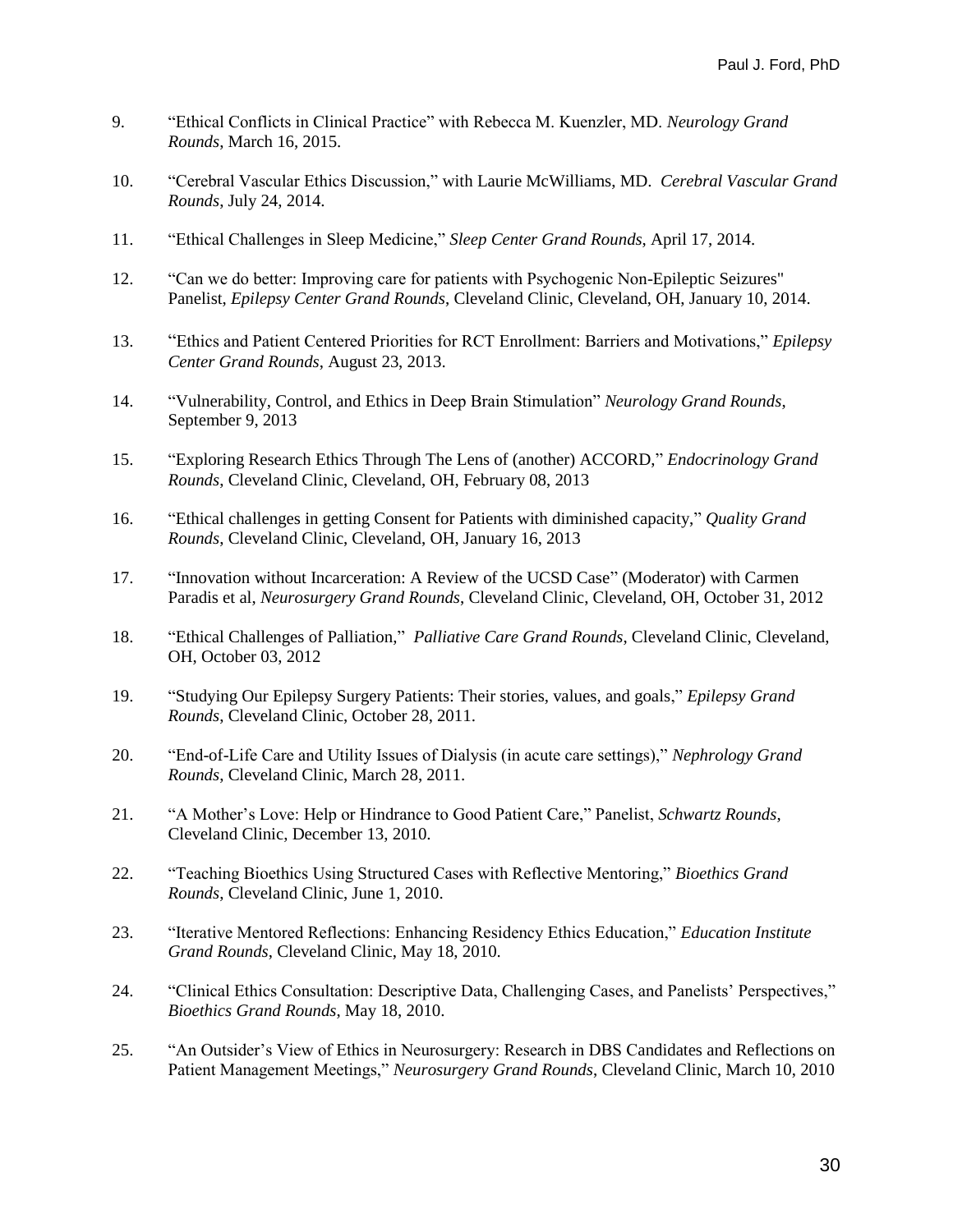9. “Ethical Conflicts in Clinical Practice” with Rebecca M. Kuenzler, MD. *Neurology Grand Rounds*, March 16, 2015.

10. “Cerebral Vascular Ethics Discussion,” with Laurie McWilliams, MD. *Cerebral Vascular Grand Rounds*, July 24, 2014.

11. “Ethical Challenges in Sleep Medicine,” *Sleep Center Grand Rounds*, April 17, 2014.

12. “Can we do better: Improving care for patients with Psychogenic Non-Epileptic Seizures" Panelist, *Epilepsy Center Grand Rounds*, Cleveland Clinic, Cleveland, OH, January 10, 2014.

13. “Ethics and Patient Centered Priorities for RCT Enrollment: Barriers and Motivations,” *Epilepsy Center Grand Rounds*, August 23, 2013.

14. “Vulnerability, Control, and Ethics in Deep Brain Stimulation” *Neurology Grand Rounds*, September 9, 2013

15. “Exploring Research Ethics Through The Lens of (another) ACCORD,” *Endocrinology Grand Rounds*, Cleveland Clinic, Cleveland, OH, February 08, 2013

16. “Ethical challenges in getting Consent for Patients with diminished capacity,” *Quality Grand Rounds*, Cleveland Clinic, Cleveland, OH, January 16, 2013

17. “Innovation without Incarceration: A Review of the UCSD Case” (Moderator) with Carmen Paradis et al, *Neurosurgery Grand Rounds*, Cleveland Clinic, Cleveland, OH, October 31, 2012

18. “Ethical Challenges of Palliation,” *Palliative Care Grand Rounds*, Cleveland Clinic, Cleveland, OH, October 03, 2012

19. “Studying Our Epilepsy Surgery Patients: Their stories, values, and goals,” *Epilepsy Grand Rounds*, Cleveland Clinic, October 28, 2011.

20. “End-of-Life Care and Utility Issues of Dialysis (in acute care settings),” *Nephrology Grand Rounds*, Cleveland Clinic, March 28, 2011.

21. “A Mother’s Love: Help or Hindrance to Good Patient Care,” Panelist, *Schwartz Rounds*, Cleveland Clinic, December 13, 2010.

22. “Teaching Bioethics Using Structured Cases with Reflective Mentoring,” *Bioethics Grand Rounds*, Cleveland Clinic, June 1, 2010.

23. “Iterative Mentored Reflections: Enhancing Residency Ethics Education,” *Education Institute Grand Rounds*, Cleveland Clinic, May 18, 2010.

24. “Clinical Ethics Consultation: Descriptive Data, Challenging Cases, and Panelists’ Perspectives,” *Bioethics Grand Rounds*, May 18, 2010.

25. “An Outsider’s View of Ethics in Neurosurgery: Research in DBS Candidates and Reflections on Patient Management Meetings,” *Neurosurgery Grand Rounds*, Cleveland Clinic, March 10, 2010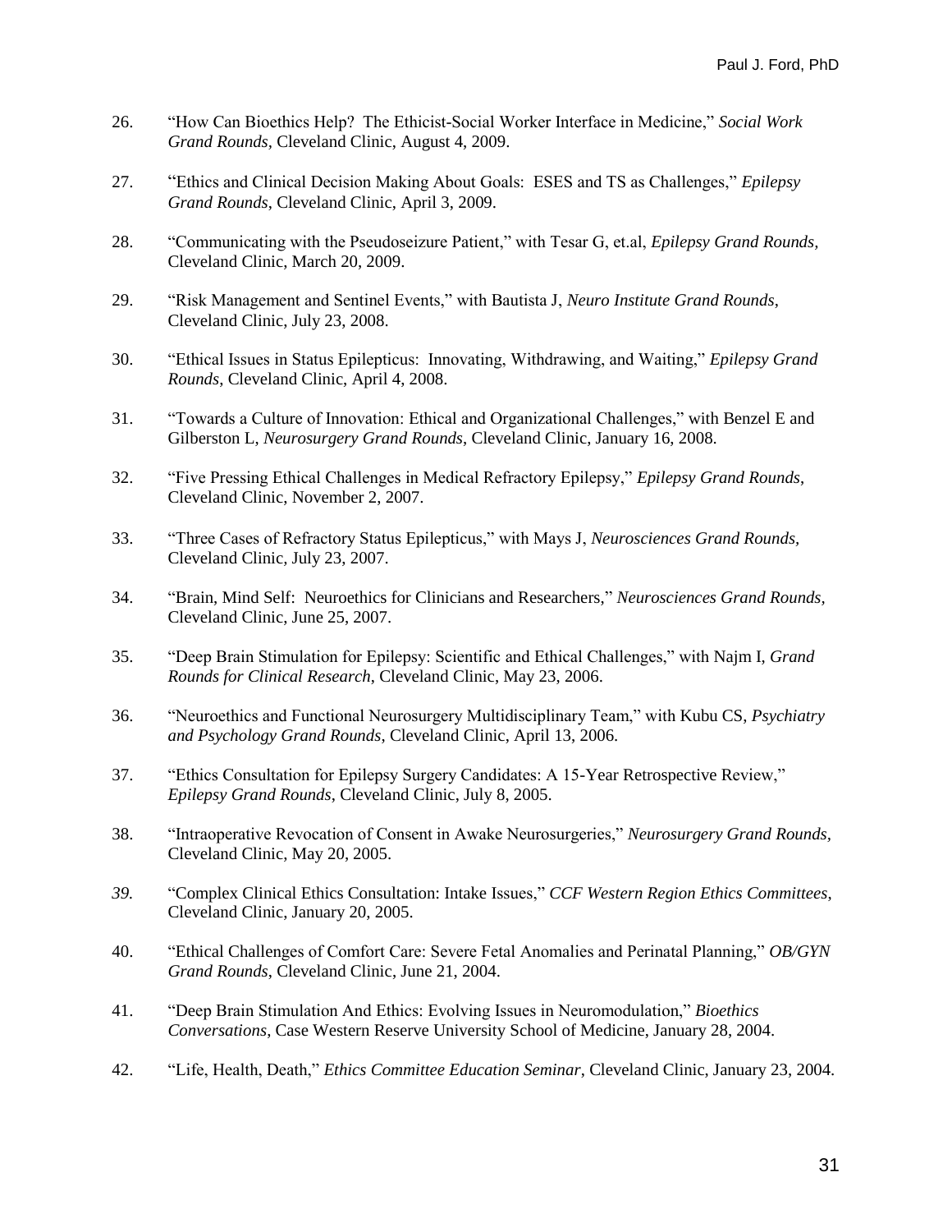26. "How Can Bioethics Help? The Ethicist-Social Worker Interface in Medicine," *Social Work Grand Rounds*, Cleveland Clinic, August 4, 2009.

27. "Ethics and Clinical Decision Making About Goals: ESES and TS as Challenges," *Epilepsy Grand Rounds*, Cleveland Clinic, April 3, 2009.

28. "Communicating with the Pseudoseizure Patient," with Tesar G, et.al, *Epilepsy Grand Rounds,* Cleveland Clinic, March 20, 2009.

29. "Risk Management and Sentinel Events," with Bautista J, *Neuro Institute Grand Rounds*, Cleveland Clinic, July 23, 2008.

30. "Ethical Issues in Status Epilepticus: Innovating, Withdrawing, and Waiting," *Epilepsy Grand Rounds*, Cleveland Clinic, April 4, 2008.

31. "Towards a Culture of Innovation: Ethical and Organizational Challenges," with Benzel E and Gilberston L, *Neurosurgery Grand Rounds*, Cleveland Clinic, January 16, 2008.

32. "Five Pressing Ethical Challenges in Medical Refractory Epilepsy," *Epilepsy Grand Rounds*, Cleveland Clinic, November 2, 2007.

33. "Three Cases of Refractory Status Epilepticus," with Mays J, *Neurosciences Grand Rounds*, Cleveland Clinic, July 23, 2007.

34. "Brain, Mind Self: Neuroethics for Clinicians and Researchers," *Neurosciences Grand Rounds,* Cleveland Clinic, June 25, 2007.

35. "Deep Brain Stimulation for Epilepsy: Scientific and Ethical Challenges," with Najm I, *Grand Rounds for Clinical Research*, Cleveland Clinic, May 23, 2006.

36. "Neuroethics and Functional Neurosurgery Multidisciplinary Team," with Kubu CS, *Psychiatry and Psychology Grand Rounds*, Cleveland Clinic, April 13, 2006.

37. "Ethics Consultation for Epilepsy Surgery Candidates: A 15-Year Retrospective Review," *Epilepsy Grand Rounds*, Cleveland Clinic, July 8, 2005.

38. "Intraoperative Revocation of Consent in Awake Neurosurgeries," *Neurosurgery Grand Rounds*, Cleveland Clinic, May 20, 2005.

39. "Complex Clinical Ethics Consultation: Intake Issues," *CCF Western Region Ethics Committees*, Cleveland Clinic, January 20, 2005.

40. "Ethical Challenges of Comfort Care: Severe Fetal Anomalies and Perinatal Planning," *OB/GYN Grand Rounds*, Cleveland Clinic, June 21, 2004.

41. "Deep Brain Stimulation And Ethics: Evolving Issues in Neuromodulation," *Bioethics Conversations*, Case Western Reserve University School of Medicine, January 28, 2004.

42. "Life, Health, Death," *Ethics Committee Education Seminar*, Cleveland Clinic, January 23, 2004.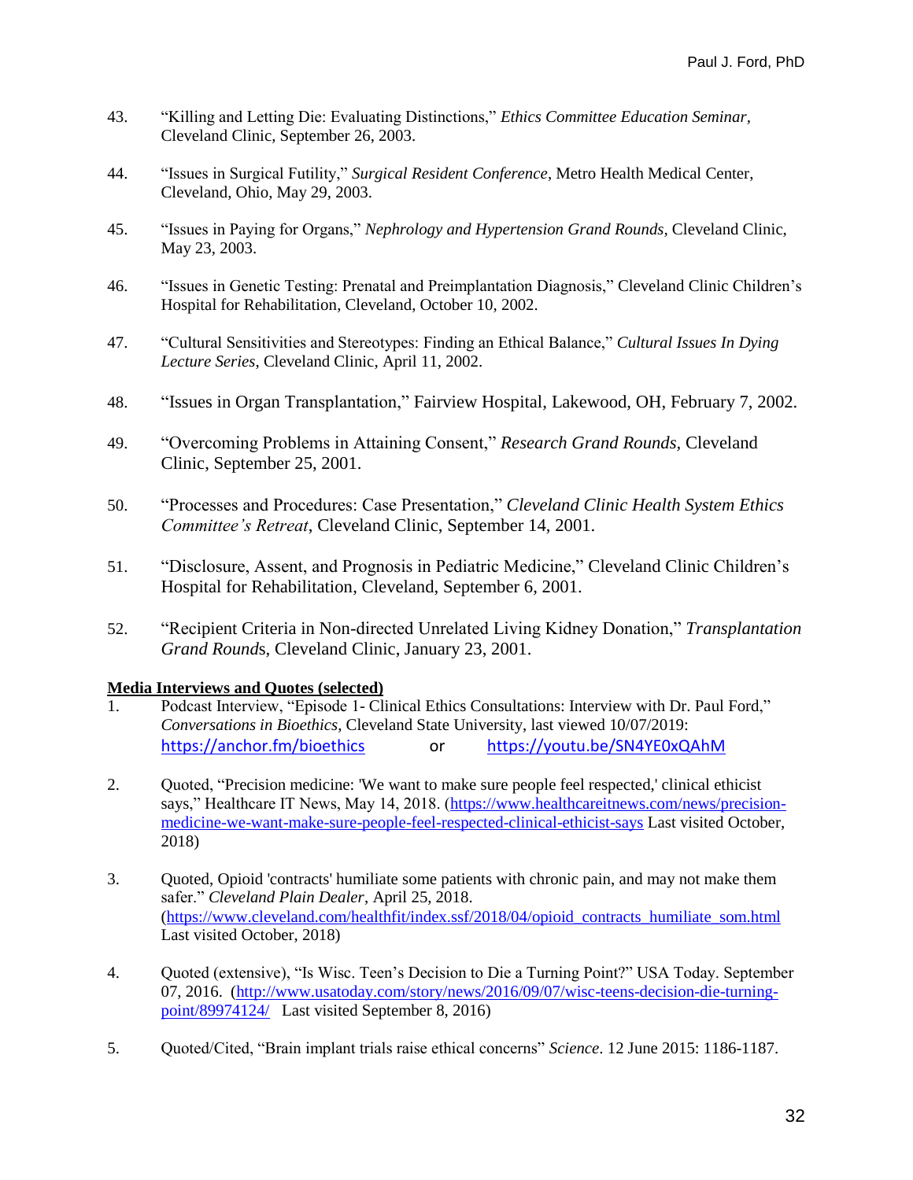43. "Killing and Letting Die: Evaluating Distinctions," *Ethics Committee Education Seminar*, Cleveland Clinic, September 26, 2003.

44. "Issues in Surgical Futility," *Surgical Resident Conference*, Metro Health Medical Center, Cleveland, Ohio, May 29, 2003.

45. "Issues in Paying for Organs," *Nephrology and Hypertension Grand Rounds,* Cleveland Clinic, May 23, 2003.

46. "Issues in Genetic Testing: Prenatal and Preimplantation Diagnosis," Cleveland Clinic Children's Hospital for Rehabilitation, Cleveland, October 10, 2002.

47. "Cultural Sensitivities and Stereotypes: Finding an Ethical Balance," *Cultural Issues In Dying Lecture Series*, Cleveland Clinic, April 11, 2002.

48. "Issues in Organ Transplantation," Fairview Hospital, Lakewood, OH, February 7, 2002.

49. "Overcoming Problems in Attaining Consent," *Research Grand Rounds,* Cleveland Clinic, September 25, 2001.

50. "Processes and Procedures: Case Presentation," *Cleveland Clinic Health System Ethics Committee's Retreat*, Cleveland Clinic, September 14, 2001.

51. "Disclosure, Assent, and Prognosis in Pediatric Medicine," Cleveland Clinic Children's Hospital for Rehabilitation, Cleveland, September 6, 2001.

52. "Recipient Criteria in Non-directed Unrelated Living Kidney Donation," *Transplantation Grand Round*s, Cleveland Clinic, January 23, 2001.

**Media Interviews and Quotes (selected)**

1. Podcast Interview, "Episode 1- Clinical Ethics Consultations: Interview with Dr. Paul Ford," *Conversations in Bioethics*, Cleveland State University, last viewed 10/07/2019: https://anchor.fm/bioethics or https://youtu.be/SN4YE0xQAhM

2. Quoted, "Precision medicine: 'We want to make sure people feel respected,' clinical ethicist says," Healthcare IT News, May 14, 2018. (https://www.healthcareitnews.com/news/precision-medicine-we-want-make-sure-people-feel-respected-clinical-ethicist-says Last visited October, 2018)

3. Quoted, Opioid 'contracts' humiliate some patients with chronic pain, and may not make them safer." *Cleveland Plain Dealer*, April 25, 2018. (https://www.cleveland.com/healthfit/index.ssf/2018/04/opioid_contracts_humiliate_som.html Last visited October, 2018)

4. Quoted (extensive), "Is Wisc. Teen's Decision to Die a Turning Point?" USA Today. September 07, 2016. (http://www.usatoday.com/story/news/2016/09/07/wisc-teens-decision-die-turning-point/89974124/ Last visited September 8, 2016)

5. Quoted/Cited, "Brain implant trials raise ethical concerns" *Science*. 12 June 2015: 1186-1187.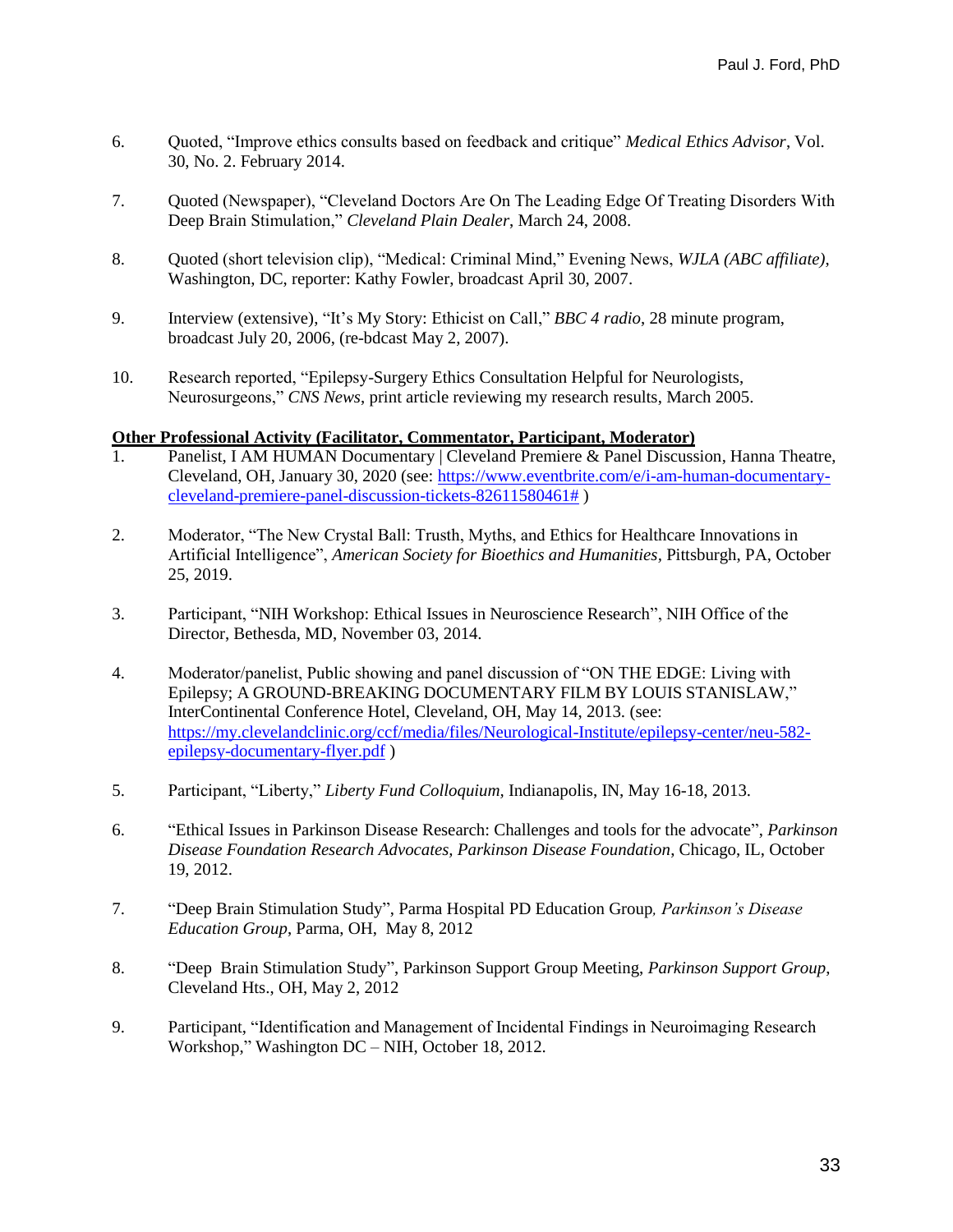6. Quoted, "Improve ethics consults based on feedback and critique" *Medical Ethics Advisor*, Vol. 30, No. 2. February 2014.

7. Quoted (Newspaper), "Cleveland Doctors Are On The Leading Edge Of Treating Disorders With Deep Brain Stimulation," *Cleveland Plain Dealer*, March 24, 2008.

8. Quoted (short television clip), "Medical: Criminal Mind," Evening News, *WJLA (ABC affiliate)*, Washington, DC, reporter: Kathy Fowler, broadcast April 30, 2007.

9. Interview (extensive), "It's My Story: Ethicist on Call," *BBC 4 radio*, 28 minute program, broadcast July 20, 2006, (re-bdcast May 2, 2007).

10. Research reported, "Epilepsy-Surgery Ethics Consultation Helpful for Neurologists, Neurosurgeons," *CNS News*, print article reviewing my research results, March 2005.

**Other Professional Activity (Facilitator, Commentator, Participant, Moderator)**

1. Panelist, I AM HUMAN Documentary | Cleveland Premiere & Panel Discussion, Hanna Theatre, Cleveland, OH, January 30, 2020 (see: https://www.eventbrite.com/e/i-am-human-documentary-cleveland-premiere-panel-discussion-tickets-82611580461# )

2. Moderator, "The New Crystal Ball: Trusth, Myths, and Ethics for Healthcare Innovations in Artificial Intelligence", *American Society for Bioethics and Humanities*, Pittsburgh, PA, October 25, 2019.

3. Participant, "NIH Workshop: Ethical Issues in Neuroscience Research", NIH Office of the Director, Bethesda, MD, November 03, 2014.

4. Moderator/panelist, Public showing and panel discussion of "ON THE EDGE: Living with Epilepsy; A GROUND-BREAKING DOCUMENTARY FILM BY LOUIS STANISLAW," InterContinental Conference Hotel, Cleveland, OH, May 14, 2013. (see: https://my.clevelandclinic.org/ccf/media/files/Neurological-Institute/epilepsy-center/neu-582-epilepsy-documentary-flyer.pdf )

5. Participant, "Liberty," *Liberty Fund Colloquium*, Indianapolis, IN, May 16-18, 2013.

6. "Ethical Issues in Parkinson Disease Research: Challenges and tools for the advocate", *Parkinson Disease Foundation Research Advocates, Parkinson Disease Foundation*, Chicago, IL, October 19, 2012.

7. "Deep Brain Stimulation Study", Parma Hospital PD Education Group*, Parkinson's Disease Education Group*, Parma, OH, May 8, 2012

8. "Deep Brain Stimulation Study", Parkinson Support Group Meeting, *Parkinson Support Group*, Cleveland Hts., OH, May 2, 2012

9. Participant, "Identification and Management of Incidental Findings in Neuroimaging Research Workshop," Washington DC – NIH, October 18, 2012.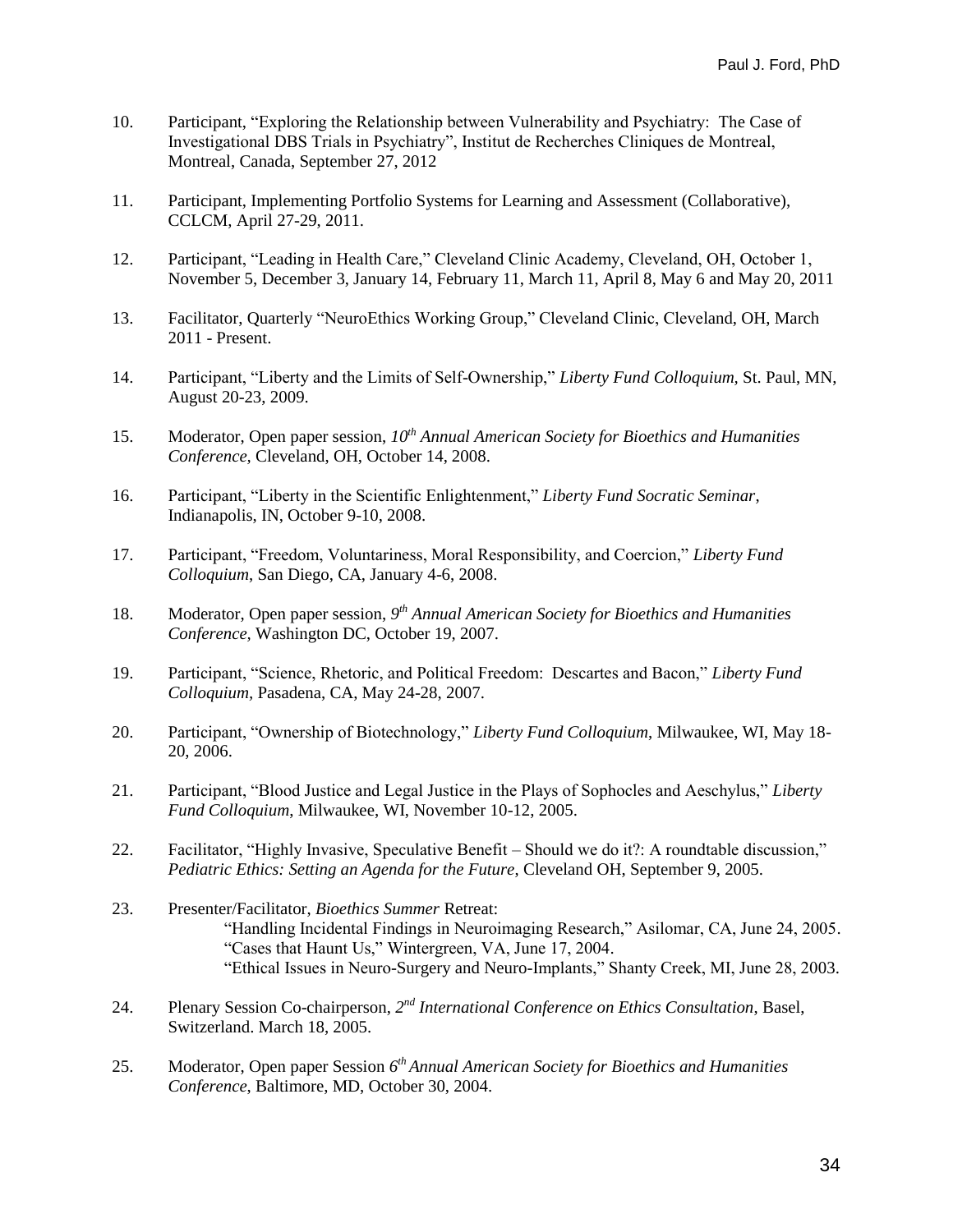10. Participant, “Exploring the Relationship between Vulnerability and Psychiatry: The Case of Investigational DBS Trials in Psychiatry”, Institut de Recherches Cliniques de Montreal, Montreal, Canada, September 27, 2012

11. Participant, Implementing Portfolio Systems for Learning and Assessment (Collaborative), CCLCM, April 27-29, 2011.

12. Participant, “Leading in Health Care,” Cleveland Clinic Academy, Cleveland, OH, October 1, November 5, December 3, January 14, February 11, March 11, April 8, May 6 and May 20, 2011

13. Facilitator, Quarterly “NeuroEthics Working Group,” Cleveland Clinic, Cleveland, OH, March 2011 - Present.

14. Participant, “Liberty and the Limits of Self-Ownership,” *Liberty Fund Colloquium*, St. Paul, MN, August 20-23, 2009.

15. Moderator, Open paper session, *10th Annual American Society for Bioethics and Humanities Conference,* Cleveland, OH, October 14, 2008.

16. Participant, “Liberty in the Scientific Enlightenment,” *Liberty Fund Socratic Seminar*, Indianapolis, IN, October 9-10, 2008.

17. Participant, “Freedom, Voluntariness, Moral Responsibility, and Coercion,” *Liberty Fund Colloquium*, San Diego, CA, January 4-6, 2008.

18. Moderator, Open paper session, *9th Annual American Society for Bioethics and Humanities Conference*, Washington DC, October 19, 2007.

19. Participant, “Science, Rhetoric, and Political Freedom: Descartes and Bacon,” *Liberty Fund Colloquium*, Pasadena, CA, May 24-28, 2007.

20. Participant, “Ownership of Biotechnology,” *Liberty Fund Colloquium*, Milwaukee, WI, May 18-20, 2006.

21. Participant, “Blood Justice and Legal Justice in the Plays of Sophocles and Aeschylus,” *Liberty Fund Colloquium*, Milwaukee, WI, November 10-12, 2005.

22. Facilitator, “Highly Invasive, Speculative Benefit – Should we do it?: A roundtable discussion,” *Pediatric Ethics: Setting an Agenda for the Future*, Cleveland OH, September 9, 2005.

23. Presenter/Facilitator, *Bioethics Summer* Retreat:
    “Handling Incidental Findings in Neuroimaging Research,” Asilomar, CA, June 24, 2005.
    “Cases that Haunt Us,” Wintergreen, VA, June 17, 2004.
    “Ethical Issues in Neuro-Surgery and Neuro-Implants,” Shanty Creek, MI, June 28, 2003.

24. Plenary Session Co-chairperson, *2nd International Conference on Ethics Consultation*, Basel, Switzerland. March 18, 2005.

25. Moderator, Open paper Session *6th Annual American Society for Bioethics and Humanities Conference*, Baltimore, MD, October 30, 2004.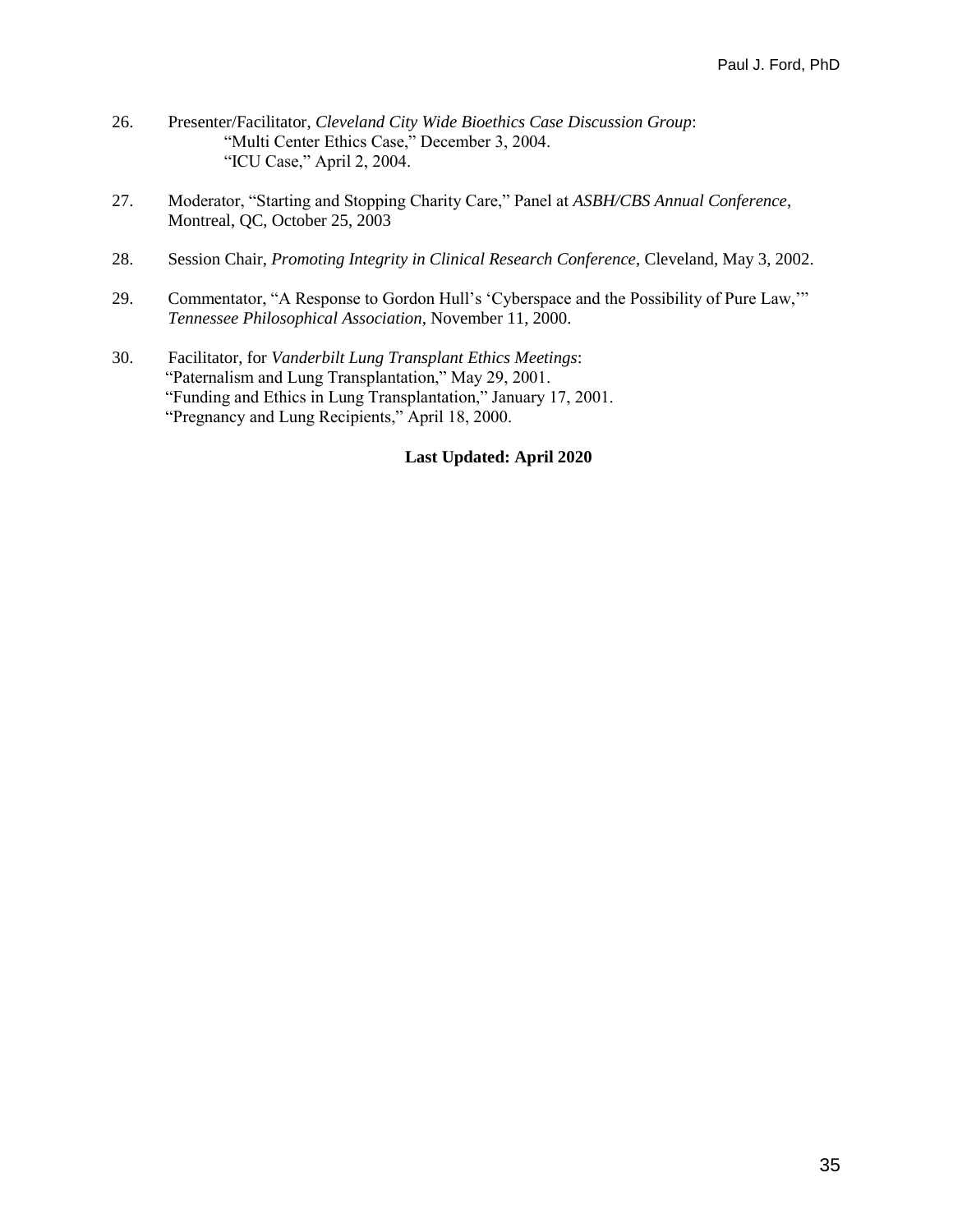26. Presenter/Facilitator, *Cleveland City Wide Bioethics Case Discussion Group*:
    "Multi Center Ethics Case," December 3, 2004.
    "ICU Case," April 2, 2004.

27. Moderator, "Starting and Stopping Charity Care," Panel at *ASBH/CBS Annual Conference*, Montreal, QC, October 25, 2003

28. Session Chair, *Promoting Integrity in Clinical Research Conference*, Cleveland, May 3, 2002.

29. Commentator, "A Response to Gordon Hull's 'Cyberspace and the Possibility of Pure Law,'" *Tennessee Philosophical Association*, November 11, 2000.

30. Facilitator, for *Vanderbilt Lung Transplant Ethics Meetings*:
    "Paternalism and Lung Transplantation," May 29, 2001.
    "Funding and Ethics in Lung Transplantation," January 17, 2001.
    "Pregnancy and Lung Recipients," April 18, 2000.

**Last Updated: April 2020**